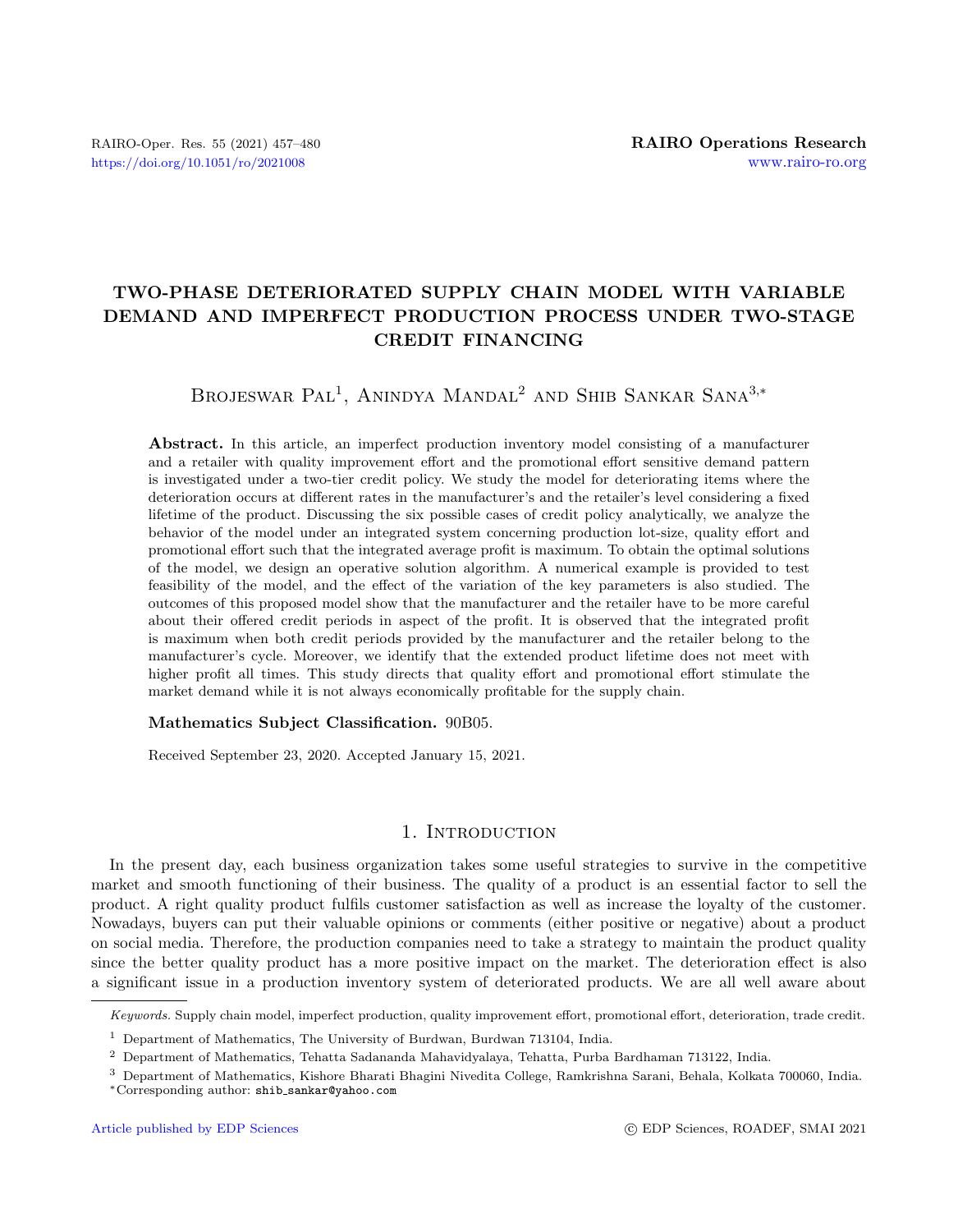# TWO-PHASE DETERIORATED SUPPLY CHAIN MODEL WITH VARIABLE DEMAND AND IMPERFECT PRODUCTION PROCESS UNDER TWO-STAGE CREDIT FINANCING

Brojeswar Pal[1], Anindya Mandal[2] and Shib Sankar Sana[3,*]

**Abstract.** In this article, an imperfect production inventory model consisting of a manufacturer and a retailer with quality improvement effort and the promotional effort sensitive demand pattern is investigated under a two-tier credit policy. We study the model for deteriorating items where the deterioration occurs at different rates in the manufacturer's and the retailer's level considering a fixed lifetime of the product. Discussing the six possible cases of credit policy analytically, we analyze the behavior of the model under an integrated system concerning production lot-size, quality effort and promotional effort such that the integrated average profit is maximum. To obtain the optimal solutions of the model, we design an operative solution algorithm. A numerical example is provided to test feasibility of the model, and the effect of the variation of the key parameters is also studied. The outcomes of this proposed model show that the manufacturer and the retailer have to be more careful about their offered credit periods in aspect of the profit. It is observed that the integrated profit is maximum when both credit periods provided by the manufacturer and the retailer belong to the manufacturer's cycle. Moreover, we identify that the extended product lifetime does not meet with higher profit all times. This study directs that quality effort and promotional effort stimulate the market demand while it is not always economically profitable for the supply chain.

**Mathematics Subject Classification.** 90B05.

Received September 23, 2020. Accepted January 15, 2021.

## 1. Introduction

In the present day, each business organization takes some useful strategies to survive in the competitive market and smooth functioning of their business. The quality of a product is an essential factor to sell the product. A right quality product fulfils customer satisfaction as well as increase the loyalty of the customer. Nowadays, buyers can put their valuable opinions or comments (either positive or negative) about a product on social media. Therefore, the production companies need to take a strategy to maintain the product quality since the better quality product has a more positive impact on the market. The deterioration effect is also a significant issue in a production inventory system of deteriorated products. We are all well aware about

*Keywords.* Supply chain model, imperfect production, quality improvement effort, promotional effort, deterioration, trade credit.

[1] Department of Mathematics, The University of Burdwan, Burdwan 713104, India.

[2] Department of Mathematics, Tehatta Sadananda Mahavidyalaya, Tehatta, Purba Bardhaman 713122, India.

[3] Department of Mathematics, Kishore Bharati Bhagini Nivedita College, Ramkrishna Sarani, Behala, Kolkata 700060, India.

*Corresponding author: shib_sankar@yahoo.com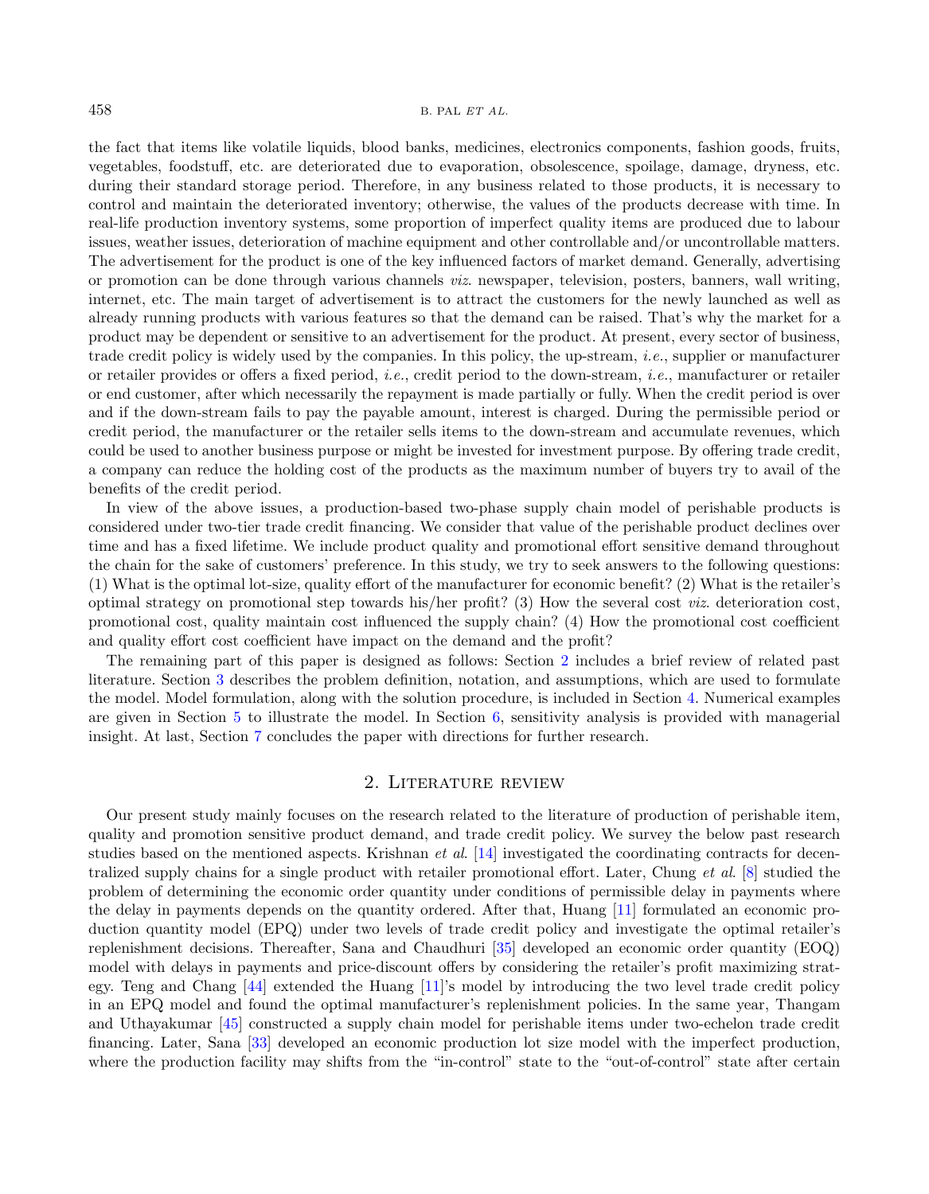the fact that items like volatile liquids, blood banks, medicines, electronics components, fashion goods, fruits, vegetables, foodstuff, etc. are deteriorated due to evaporation, obsolescence, spoilage, damage, dryness, etc. during their standard storage period. Therefore, in any business related to those products, it is necessary to control and maintain the deteriorated inventory; otherwise, the values of the products decrease with time. In real-life production inventory systems, some proportion of imperfect quality items are produced due to labour issues, weather issues, deterioration of machine equipment and other controllable and/or uncontrollable matters. The advertisement for the product is one of the key influenced factors of market demand. Generally, advertising or promotion can be done through various channels *viz.* newspaper, television, posters, banners, wall writing, internet, etc. The main target of advertisement is to attract the customers for the newly launched as well as already running products with various features so that the demand can be raised. That's why the market for a product may be dependent or sensitive to an advertisement for the product. At present, every sector of business, trade credit policy is widely used by the companies. In this policy, the up-stream, *i.e.*, supplier or manufacturer or retailer provides or offers a fixed period, *i.e.*, credit period to the down-stream, *i.e.*, manufacturer or retailer or end customer, after which necessarily the repayment is made partially or fully. When the credit period is over and if the down-stream fails to pay the payable amount, interest is charged. During the permissible period or credit period, the manufacturer or the retailer sells items to the down-stream and accumulate revenues, which could be used to another business purpose or might be invested for investment purpose. By offering trade credit, a company can reduce the holding cost of the products as the maximum number of buyers try to avail of the benefits of the credit period.

In view of the above issues, a production-based two-phase supply chain model of perishable products is considered under two-tier trade credit financing. We consider that value of the perishable product declines over time and has a fixed lifetime. We include product quality and promotional effort sensitive demand throughout the chain for the sake of customers' preference. In this study, we try to seek answers to the following questions: (1) What is the optimal lot-size, quality effort of the manufacturer for economic benefit? (2) What is the retailer's optimal strategy on promotional step towards his/her profit? (3) How the several cost *viz.* deterioration cost, promotional cost, quality maintain cost influenced the supply chain? (4) How the promotional cost coefficient and quality effort cost coefficient have impact on the demand and the profit?

The remaining part of this paper is designed as follows: Section 2 includes a brief review of related past literature. Section 3 describes the problem definition, notation, and assumptions, which are used to formulate the model. Model formulation, along with the solution procedure, is included in Section 4. Numerical examples are given in Section 5 to illustrate the model. In Section 6, sensitivity analysis is provided with managerial insight. At last, Section 7 concludes the paper with directions for further research.

## 2. Literature review

Our present study mainly focuses on the research related to the literature of production of perishable item, quality and promotion sensitive product demand, and trade credit policy. We survey the below past research studies based on the mentioned aspects. Krishnan *et al.* [14] investigated the coordinating contracts for decentralized supply chains for a single product with retailer promotional effort. Later, Chung *et al.* [8] studied the problem of determining the economic order quantity under conditions of permissible delay in payments where the delay in payments depends on the quantity ordered. After that, Huang [11] formulated an economic production quantity model (EPQ) under two levels of trade credit policy and investigate the optimal retailer's replenishment decisions. Thereafter, Sana and Chaudhuri [35] developed an economic order quantity (EOQ) model with delays in payments and price-discount offers by considering the retailer's profit maximizing strategy. Teng and Chang [44] extended the Huang [11]'s model by introducing the two level trade credit policy in an EPQ model and found the optimal manufacturer's replenishment policies. In the same year, Thangam and Uthayakumar [45] constructed a supply chain model for perishable items under two-echelon trade credit financing. Later, Sana [33] developed an economic production lot size model with the imperfect production, where the production facility may shifts from the "in-control" state to the "out-of-control" state after certain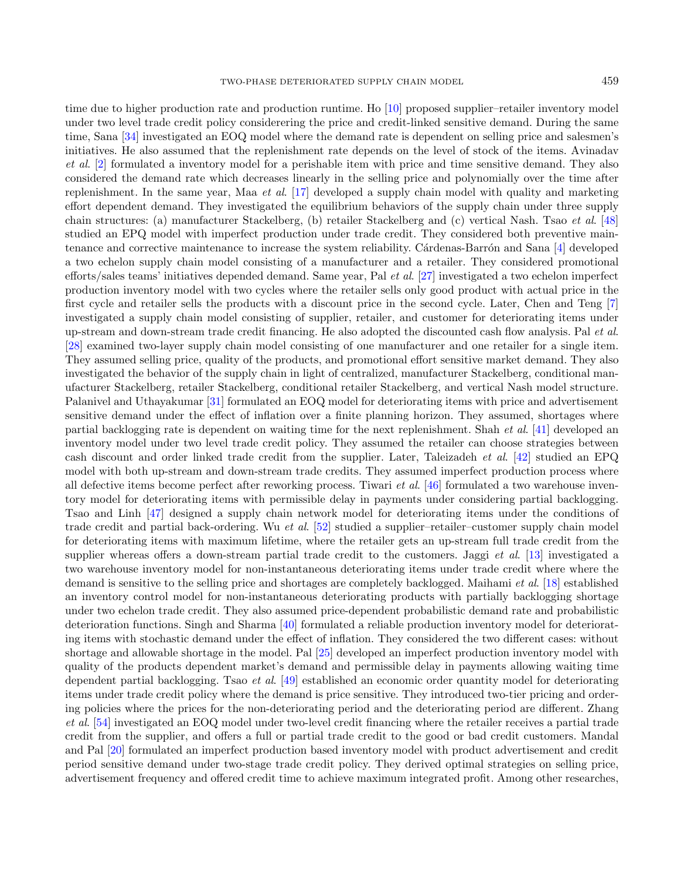time due to higher production rate and production runtime. Ho [10] proposed supplier–retailer inventory model under two level trade credit policy considerering the price and credit-linked sensitive demand. During the same time, Sana [34] investigated an EOQ model where the demand rate is dependent on selling price and salesmen's initiatives. He also assumed that the replenishment rate depends on the level of stock of the items. Avinadav *et al.* [2] formulated a inventory model for a perishable item with price and time sensitive demand. They also considered the demand rate which decreases linearly in the selling price and polynomially over the time after replenishment. In the same year, Maa *et al.* [17] developed a supply chain model with quality and marketing effort dependent demand. They investigated the equilibrium behaviors of the supply chain under three supply chain structures: (a) manufacturer Stackelberg, (b) retailer Stackelberg and (c) vertical Nash. Tsao *et al.* [48] studied an EPQ model with imperfect production under trade credit. They considered both preventive maintenance and corrective maintenance to increase the system reliability. Cárdenas-Barrón and Sana [4] developed a two echelon supply chain model consisting of a manufacturer and a retailer. They considered promotional efforts/sales teams' initiatives depended demand. Same year, Pal *et al.* [27] investigated a two echelon imperfect production inventory model with two cycles where the retailer sells only good product with actual price in the first cycle and retailer sells the products with a discount price in the second cycle. Later, Chen and Teng [7] investigated a supply chain model consisting of supplier, retailer, and customer for deteriorating items under up-stream and down-stream trade credit financing. He also adopted the discounted cash flow analysis. Pal *et al.* [28] examined two-layer supply chain model consisting of one manufacturer and one retailer for a single item. They assumed selling price, quality of the products, and promotional effort sensitive market demand. They also investigated the behavior of the supply chain in light of centralized, manufacturer Stackelberg, conditional manufacturer Stackelberg, retailer Stackelberg, conditional retailer Stackelberg, and vertical Nash model structure. Palanivel and Uthayakumar [31] formulated an EOQ model for deteriorating items with price and advertisement sensitive demand under the effect of inflation over a finite planning horizon. They assumed, shortages where partial backlogging rate is dependent on waiting time for the next replenishment. Shah *et al.* [41] developed an inventory model under two level trade credit policy. They assumed the retailer can choose strategies between cash discount and order linked trade credit from the supplier. Later, Taleizadeh *et al.* [42] studied an EPQ model with both up-stream and down-stream trade credits. They assumed imperfect production process where all defective items become perfect after reworking process. Tiwari *et al.* [46] formulated a two warehouse inventory model for deteriorating items with permissible delay in payments under considering partial backlogging. Tsao and Linh [47] designed a supply chain network model for deteriorating items under the conditions of trade credit and partial back-ordering. Wu *et al.* [52] studied a supplier–retailer–customer supply chain model for deteriorating items with maximum lifetime, where the retailer gets an up-stream full trade credit from the supplier whereas offers a down-stream partial trade credit to the customers. Jaggi *et al.* [13] investigated a two warehouse inventory model for non-instantaneous deteriorating items under trade credit where where the demand is sensitive to the selling price and shortages are completely backlogged. Maihami *et al.* [18] established an inventory control model for non-instantaneous deteriorating products with partially backlogging shortage under two echelon trade credit. They also assumed price-dependent probabilistic demand rate and probabilistic deterioration functions. Singh and Sharma [40] formulated a reliable production inventory model for deteriorating items with stochastic demand under the effect of inflation. They considered the two different cases: without shortage and allowable shortage in the model. Pal [25] developed an imperfect production inventory model with quality of the products dependent market's demand and permissible delay in payments allowing waiting time dependent partial backlogging. Tsao *et al.* [49] established an economic order quantity model for deteriorating items under trade credit policy where the demand is price sensitive. They introduced two-tier pricing and ordering policies where the prices for the non-deteriorating period and the deteriorating period are different. Zhang *et al.* [54] investigated an EOQ model under two-level credit financing where the retailer receives a partial trade credit from the supplier, and offers a full or partial trade credit to the good or bad credit customers. Mandal and Pal [20] formulated an imperfect production based inventory model with product advertisement and credit period sensitive demand under two-stage trade credit policy. They derived optimal strategies on selling price, advertisement frequency and offered credit time to achieve maximum integrated profit. Among other researches,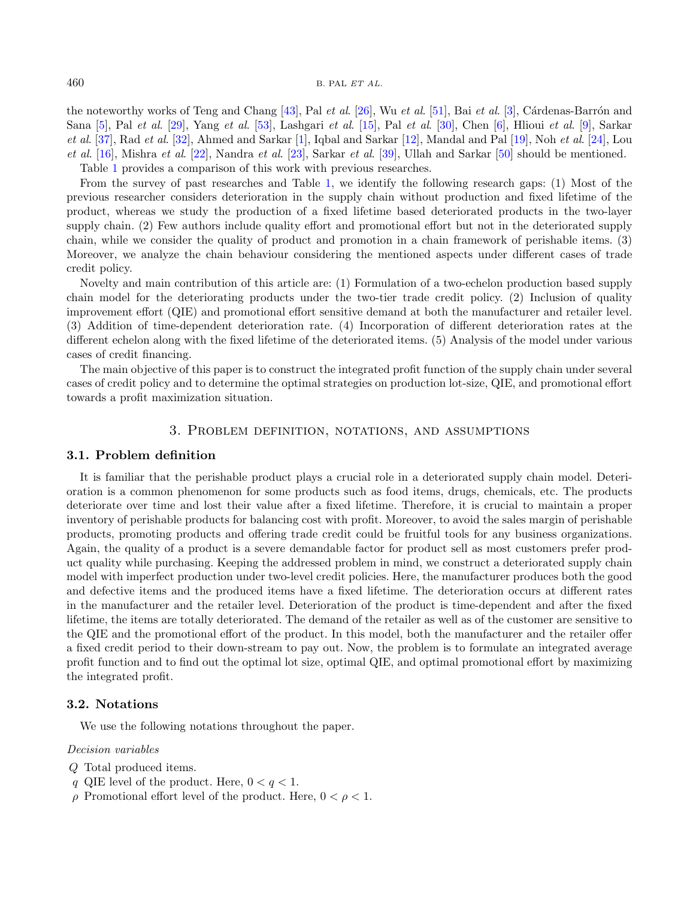the noteworthy works of Teng and Chang [43], Pal *et al.* [26], Wu *et al.* [51], Bai *et al.* [3], Cárdenas-Barrón and Sana [5], Pal *et al.* [29], Yang *et al.* [53], Lashgari *et al.* [15], Pal *et al.* [30], Chen [6], Hlioui *et al.* [9], Sarkar *et al.* [37], Rad *et al.* [32], Ahmed and Sarkar [1], Iqbal and Sarkar [12], Mandal and Pal [19], Noh *et al.* [24], Lou *et al.* [16], Mishra *et al.* [22], Nandra *et al.* [23], Sarkar *et al.* [39], Ullah and Sarkar [50] should be mentioned.

Table 1 provides a comparison of this work with previous researches.

From the survey of past researches and Table 1, we identify the following research gaps: (1) Most of the previous researcher considers deterioration in the supply chain without production and fixed lifetime of the product, whereas we study the production of a fixed lifetime based deteriorated products in the two-layer supply chain. (2) Few authors include quality effort and promotional effort but not in the deteriorated supply chain, while we consider the quality of product and promotion in a chain framework of perishable items. (3) Moreover, we analyze the chain behaviour considering the mentioned aspects under different cases of trade credit policy.

Novelty and main contribution of this article are: (1) Formulation of a two-echelon production based supply chain model for the deteriorating products under the two-tier trade credit policy. (2) Inclusion of quality improvement effort (QIE) and promotional effort sensitive demand at both the manufacturer and retailer level. (3) Addition of time-dependent deterioration rate. (4) Incorporation of different deterioration rates at the different echelon along with the fixed lifetime of the deteriorated items. (5) Analysis of the model under various cases of credit financing.

The main objective of this paper is to construct the integrated profit function of the supply chain under several cases of credit policy and to determine the optimal strategies on production lot-size, QIE, and promotional effort towards a profit maximization situation.

## 3. Problem definition, notations, and assumptions

### 3.1. Problem definition

It is familiar that the perishable product plays a crucial role in a deteriorated supply chain model. Deterioration is a common phenomenon for some products such as food items, drugs, chemicals, etc. The products deteriorate over time and lost their value after a fixed lifetime. Therefore, it is crucial to maintain a proper inventory of perishable products for balancing cost with profit. Moreover, to avoid the sales margin of perishable products, promoting products and offering trade credit could be fruitful tools for any business organizations. Again, the quality of a product is a severe demandable factor for product sell as most customers prefer product quality while purchasing. Keeping the addressed problem in mind, we construct a deteriorated supply chain model with imperfect production under two-level credit policies. Here, the manufacturer produces both the good and defective items and the produced items have a fixed lifetime. The deterioration occurs at different rates in the manufacturer and the retailer level. Deterioration of the product is time-dependent and after the fixed lifetime, the items are totally deteriorated. The demand of the retailer as well as of the customer are sensitive to the QIE and the promotional effort of the product. In this model, both the manufacturer and the retailer offer a fixed credit period to their down-stream to pay out. Now, the problem is to formulate an integrated average profit function and to find out the optimal lot size, optimal QIE, and optimal promotional effort by maximizing the integrated profit.

### 3.2. Notations

We use the following notations throughout the paper.

*Decision variables*

$Q$ Total produced items.

$q$ QIE level of the product. Here, $0 < q < 1$.

$\rho$ Promotional effort level of the product. Here, $0 < \rho < 1$.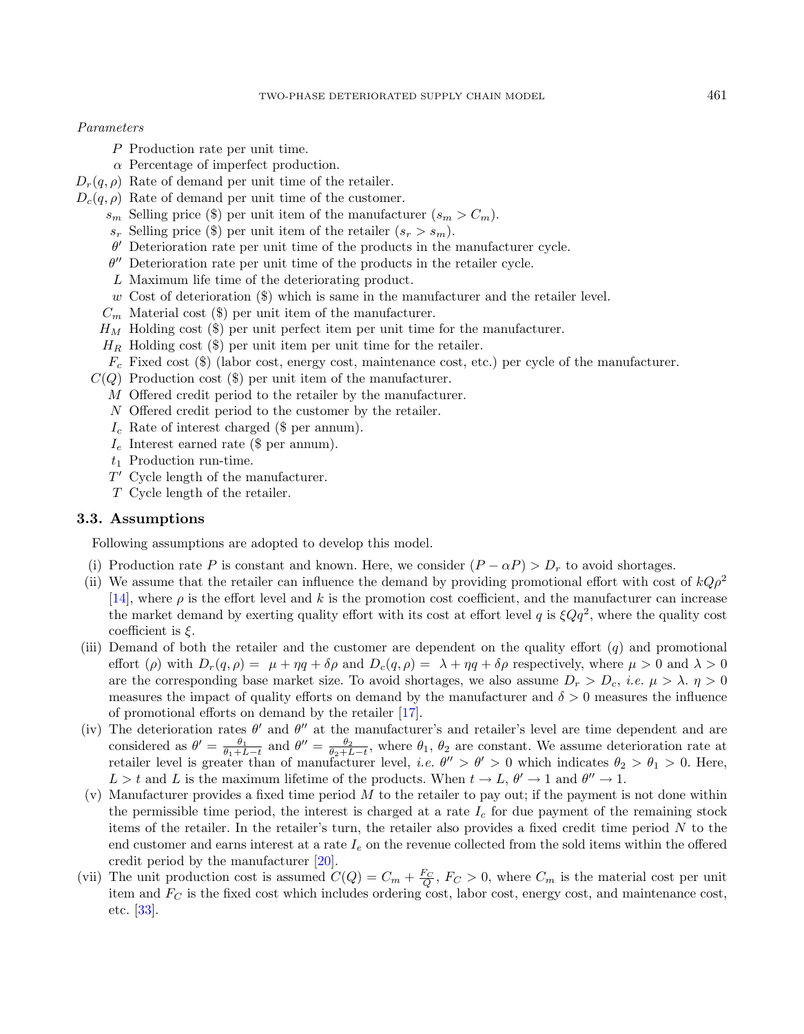*Parameters*

- $P$ Production rate per unit time.
- $\alpha$ Percentage of imperfect production.
- $D_r(q, \rho)$ Rate of demand per unit time of the retailer.
- $D_c(q, \rho)$ Rate of demand per unit time of the customer.
- $s_m$ Selling price (\$) per unit item of the manufacturer ($s_m > C_m$).
- $s_r$ Selling price (\$) per unit item of the retailer ($s_r > s_m$).
- $\theta'$ Deterioration rate per unit time of the products in the manufacturer cycle.
- $\theta''$ Deterioration rate per unit time of the products in the retailer cycle.
- $L$ Maximum life time of the deteriorating product.
- $w$ Cost of deterioration (\$) which is same in the manufacturer and the retailer level.
- $C_m$ Material cost (\$) per unit item of the manufacturer.
- $H_M$ Holding cost (\$) per unit perfect item per unit time for the manufacturer.
- $H_R$ Holding cost (\$) per unit item per unit time for the retailer.
- $F_c$ Fixed cost (\$) (labor cost, energy cost, maintenance cost, etc.) per cycle of the manufacturer.
- $C(Q)$ Production cost (\$) per unit item of the manufacturer.
- $M$ Offered credit period to the retailer by the manufacturer.
- $N$ Offered credit period to the customer by the retailer.
- $I_c$ Rate of interest charged (\$ per annum).
- $I_e$ Interest earned rate (\$ per annum).
- $t_1$ Production run-time.
- $T'$ Cycle length of the manufacturer.
- $T$ Cycle length of the retailer.

### 3.3. Assumptions

Following assumptions are adopted to develop this model.

(i) Production rate $P$ is constant and known. Here, we consider $(P - \alpha P) > D_r$ to avoid shortages.

(ii) We assume that the retailer can influence the demand by providing promotional effort with cost of $kQ\rho^2$ [14], where $\rho$ is the effort level and $k$ is the promotion cost coefficient, and the manufacturer can increase the market demand by exerting quality effort with its cost at effort level $q$ is $\xi Q q^2$, where the quality cost coefficient is $\xi$.

(iii) Demand of both the retailer and the customer are dependent on the quality effort ($q$) and promotional effort ($\rho$) with $D_r(q, \rho) = \mu + \eta q + \delta\rho$ and $D_c(q, \rho) = \lambda + \eta q + \delta\rho$ respectively, where $\mu > 0$ and $\lambda > 0$ are the corresponding base market size. To avoid shortages, we also assume $D_r > D_c$, *i.e.* $\mu > \lambda$. $\eta > 0$ measures the impact of quality efforts on demand by the manufacturer and $\delta > 0$ measures the influence of promotional efforts on demand by the retailer [17].

(iv) The deterioration rates $\theta'$ and $\theta''$ at the manufacturer's and retailer's level are time dependent and are considered as $\theta' = \frac{\theta_1}{\theta_1 + L - t}$ and $\theta'' = \frac{\theta_2}{\theta_2 + L - t}$, where $\theta_1$, $\theta_2$ are constant. We assume deterioration rate at retailer level is greater than of manufacturer level, *i.e.* $\theta'' > \theta' > 0$ which indicates $\theta_2 > \theta_1 > 0$. Here, $L > t$ and $L$ is the maximum lifetime of the products. When $t \to L$, $\theta' \to 1$ and $\theta'' \to 1$.

(v) Manufacturer provides a fixed time period $M$ to the retailer to pay out; if the payment is not done within the permissible time period, the interest is charged at a rate $I_c$ for due payment of the remaining stock items of the retailer. In the retailer's turn, the retailer also provides a fixed credit time period $N$ to the end customer and earns interest at a rate $I_e$ on the revenue collected from the sold items within the offered credit period by the manufacturer [20].

(vii) The unit production cost is assumed $C(Q) = C_m + \frac{F_C}{Q}$, $F_C > 0$, where $C_m$ is the material cost per unit item and $F_C$ is the fixed cost which includes ordering cost, labor cost, energy cost, and maintenance cost, etc. [33].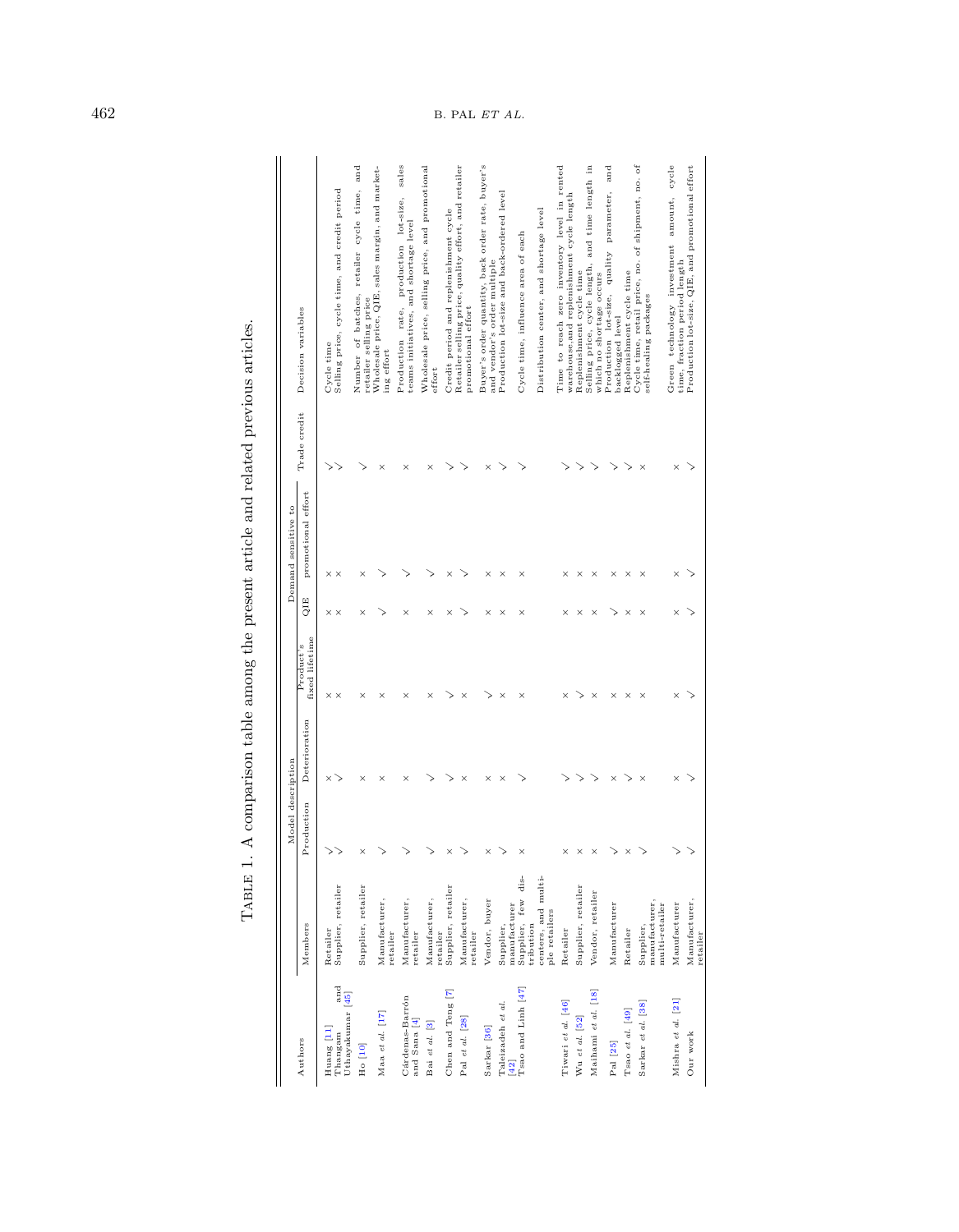TABLE 1. A comparison table among the present article and related previous articles.

| Authors | Members | Model description | | | Demand sensitive to | | Trade credit | Decision variables |
|---|---|---|---|---|---|---|---|---|
| | | Production | Deterioration | Product's fixed lifetime | QIE | promotional effort | | |
| Huang [11] | Retailer | ✓ | × | × | × | × | ✓ | Cycle time |
| Thangam and Uthayakumar [45] | Supplier, retailer | ✓ | ✓ | × | × | × | ✓ | Selling price, cycle time, and credit period |
| Ho [10] | Supplier, retailer | × | × | × | × | × | ✓ | Number of batches, retailer cycle time, and retailer selling price |
| Maa *et al.* [17] | Manufacturer, retailer | ✓ | × | × | ✓ | ✓ | × | Wholesale price, QIE, sales margin, and marketing effort |
| Cárdenas-Barrón and Sana [4] | Manufacturer, retailer | ✓ | × | × | × | ✓ | × | Production rate, production lot-size, sales teams initiatives, and shortage level |
| Bai *et al.* [3] | Manufacturer, retailer | ✓ | ✓ | × | × | ✓ | × | Wholesale price, selling price, and promotional effort |
| Chen and Teng [7] | Supplier, retailer | × | ✓ | ✓ | × | × | ✓ | Credit period and replenishment cycle |
| Pal *et al.* [28] | Manufacturer, retailer | ✓ | × | × | ✓ | ✓ | ✓ | Retailer selling price, quality effort, and retailer promotional effort |
| Sarkar [36] | Vendor, buyer | × | × | ✓ | × | × | × | Buyer's order quantity, back order rate, buyer's and vendor's order multiple |
| Taleizadeh *et al.* [42] | Supplier, manufacturer | ✓ | × | × | × | × | ✓ | Production lot-size and back-ordered level |
| Tsao and Linh [47] | Supplier, few distribution centers, and multiple retailers | × | ✓ | × | × | × | ✓ | Cycle time, influence area of each Distribution center, and shortage level |
| Tiwari *et al.* [46] | Retailer | × | ✓ | × | × | × | ✓ | Time to reach zero inventory level in rented warehouse,and replenishment cycle length |
| Wu *et al.* [52] | Supplier, retailer | × | ✓ | ✓ | × | × | ✓ | Replenishment cycle time |
| Maihami *et al.* [18] | Vendor, retailer | × | ✓ | × | × | × | ✓ | Selling price, cycle length, and time length in which no shortage occurs |
| Pal [25] | Manufacturer | ✓ | × | × | ✓ | × | ✓ | Production lot-size, quality parameter, and backlogged level |
| Tsao *et al.* [49] | Retailer | × | ✓ | × | × | × | ✓ | Replenishment cycle time |
| Sarkar *et al.* [38] | Supplier, manufacturer, multi-retailer | ✓ | × | × | × | × | × | Cycle time, retail price, no. of shipment, no. of self-healing packages |
| Mishra *et al.* [21] | Manufacturer | ✓ | × | × | × | × | × | Green technology investment amount, cycle time, fraction period length |
| Our work | Manufacturer, retailer | ✓ | ✓ | ✓ | ✓ | ✓ | ✓ | Production lot-size, QIE, and promotional effort |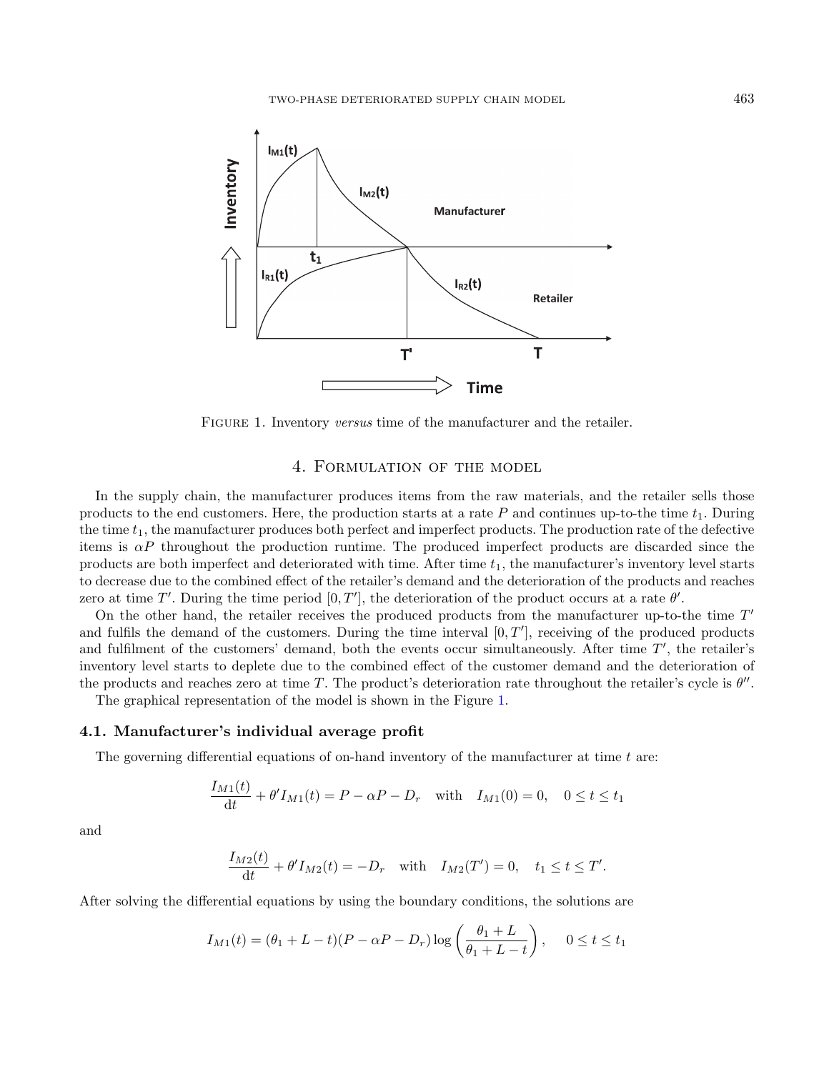Figure 1. Inventory *versus* time of the manufacturer and the retailer.

## 4. Formulation of the model

In the supply chain, the manufacturer produces items from the raw materials, and the retailer sells those products to the end customers. Here, the production starts at a rate $P$ and continues up-to-the time $t_1$. During the time $t_1$, the manufacturer produces both perfect and imperfect products. The production rate of the defective items is $\alpha P$ throughout the production runtime. The produced imperfect products are discarded since the products are both imperfect and deteriorated with time. After time $t_1$, the manufacturer's inventory level starts to decrease due to the combined effect of the retailer's demand and the deterioration of the products and reaches zero at time $T'$. During the time period $[0, T']$, the deterioration of the product occurs at a rate $\theta'$.

On the other hand, the retailer receives the produced products from the manufacturer up-to-the time $T'$ and fulfils the demand of the customers. During the time interval $[0, T']$, receiving of the produced products and fulfilment of the customers' demand, both the events occur simultaneously. After time $T'$, the retailer's inventory level starts to deplete due to the combined effect of the customer demand and the deterioration of the products and reaches zero at time $T$. The product's deterioration rate throughout the retailer's cycle is $\theta''$.

The graphical representation of the model is shown in the Figure 1.

### 4.1. Manufacturer's individual average profit

The governing differential equations of on-hand inventory of the manufacturer at time $t$ are:

$$\frac{I_{M1}(t)}{\mathrm{d}t} + \theta' I_{M1}(t) = P - \alpha P - D_r \quad \text{with} \quad I_{M1}(0) = 0, \quad 0 \le t \le t_1$$

and

$$\frac{I_{M2}(t)}{\mathrm{d}t} + \theta' I_{M2}(t) = -D_r \quad \text{with} \quad I_{M2}(T') = 0, \quad t_1 \le t \le T'.$$

After solving the differential equations by using the boundary conditions, the solutions are

$$I_{M1}(t) = (\theta_1 + L - t)(P - \alpha P - D_r)\log\left(\frac{\theta_1 + L}{\theta_1 + L - t}\right), \quad 0 \le t \le t_1$$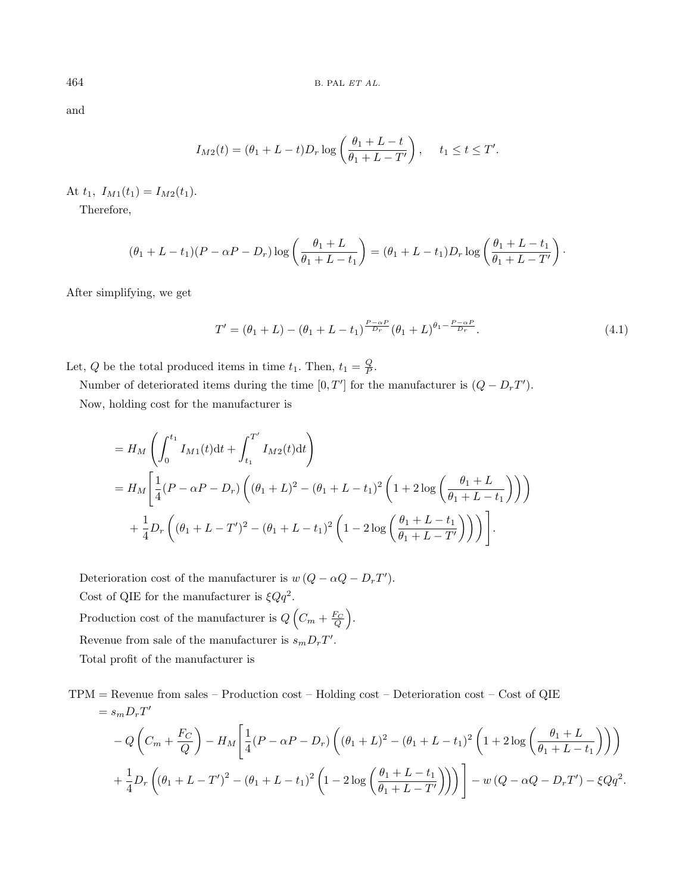and

$$I_{M2}(t) = (\theta_1 + L - t)D_r \log\left(\frac{\theta_1 + L - t}{\theta_1 + L - T'}\right), \quad t_1 \leq t \leq T'.$$

At $t_1$, $I_{M1}(t_1) = I_{M2}(t_1)$.

Therefore,

$$(\theta_1 + L - t_1)(P - \alpha P - D_r)\log\left(\frac{\theta_1 + L}{\theta_1 + L - t_1}\right) = (\theta_1 + L - t_1)D_r \log\left(\frac{\theta_1 + L - t_1}{\theta_1 + L - T'}\right).$$

After simplifying, we get

$$T' = (\theta_1 + L) - (\theta_1 + L - t_1)^{\frac{P - \alpha P}{D_r}}(\theta_1 + L)^{\theta_1 - \frac{P - \alpha P}{D_r}}. \tag{4.1}$$

Let, $Q$ be the total produced items in time $t_1$. Then, $t_1 = \frac{Q}{P}$.

Number of deteriorated items during the time $[0, T']$ for the manufacturer is $(Q - D_r T')$.

Now, holding cost for the manufacturer is

$$\begin{aligned}
&= H_M\left(\int_0^{t_1} I_{M1}(t)\mathrm{d}t + \int_{t_1}^{T'} I_{M2}(t)\mathrm{d}t\right) \\
&= H_M\Bigg[\frac{1}{4}(P - \alpha P - D_r)\left((\theta_1 + L)^2 - (\theta_1 + L - t_1)^2\left(1 + 2\log\left(\frac{\theta_1 + L}{\theta_1 + L - t_1}\right)\right)\right) \\
&\quad + \frac{1}{4}D_r\left((\theta_1 + L - T')^2 - (\theta_1 + L - t_1)^2\left(1 - 2\log\left(\frac{\theta_1 + L - t_1}{\theta_1 + L - T'}\right)\right)\right)\Bigg].
\end{aligned}$$

Deterioration cost of the manufacturer is $w\,(Q - \alpha Q - D_r T')$.

Cost of QIE for the manufacturer is $\xi Q q^2$.

Production cost of the manufacturer is $Q\left(C_m + \frac{F_C}{Q}\right)$.

Revenue from sale of the manufacturer is $s_m D_r T'$.

Total profit of the manufacturer is

$$\begin{aligned}
\text{TPM} &= \text{Revenue from sales} - \text{Production cost} - \text{Holding cost} - \text{Deterioration cost} - \text{Cost of QIE} \\
&= s_m D_r T' \\
&\quad - Q\left(C_m + \frac{F_C}{Q}\right) - H_M\Bigg[\frac{1}{4}(P - \alpha P - D_r)\left((\theta_1 + L)^2 - (\theta_1 + L - t_1)^2\left(1 + 2\log\left(\frac{\theta_1 + L}{\theta_1 + L - t_1}\right)\right)\right) \\
&\quad + \frac{1}{4}D_r\left((\theta_1 + L - T')^2 - (\theta_1 + L - t_1)^2\left(1 - 2\log\left(\frac{\theta_1 + L - t_1}{\theta_1 + L - T'}\right)\right)\right)\Bigg] - w\,(Q - \alpha Q - D_r T') - \xi Q q^2.
\end{aligned}$$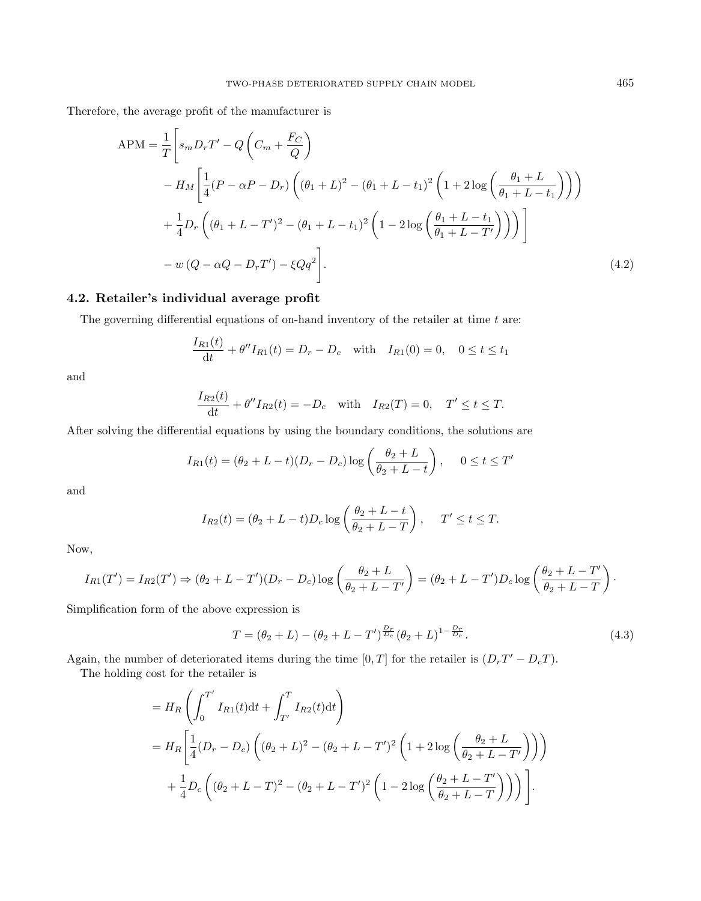Therefore, the average profit of the manufacturer is

$$
\begin{aligned}
\text{APM} = \frac{1}{T}\Bigg[& s_m D_r T' - Q\left(C_m + \frac{F_C}{Q}\right) \\
& - H_M\Bigg[\frac{1}{4}(P - \alpha P - D_r)\left((\theta_1 + L)^2 - (\theta_1 + L - t_1)^2\left(1 + 2\log\left(\frac{\theta_1 + L}{\theta_1 + L - t_1}\right)\right)\right) \\
& + \frac{1}{4}D_r\left((\theta_1 + L - T')^2 - (\theta_1 + L - t_1)^2\left(1 - 2\log\left(\frac{\theta_1 + L - t_1}{\theta_1 + L - T'}\right)\right)\right)\Bigg] \\
& - w\left(Q - \alpha Q - D_r T'\right) - \xi Q q^2\Bigg].
\end{aligned}
\tag{4.2}
$$

### 4.2. Retailer's individual average profit

The governing differential equations of on-hand inventory of the retailer at time $t$ are:

$$
\frac{I_{R1}(t)}{\mathrm{d}t} + \theta'' I_{R1}(t) = D_r - D_c \quad \text{with} \quad I_{R1}(0) = 0, \quad 0 \le t \le t_1
$$

and

$$
\frac{I_{R2}(t)}{\mathrm{d}t} + \theta'' I_{R2}(t) = -D_c \quad \text{with} \quad I_{R2}(T) = 0, \quad T' \le t \le T.
$$

After solving the differential equations by using the boundary conditions, the solutions are

$$
I_{R1}(t) = (\theta_2 + L - t)(D_r - D_c)\log\left(\frac{\theta_2 + L}{\theta_2 + L - t}\right), \qquad 0 \le t \le T'
$$

and

$$
I_{R2}(t) = (\theta_2 + L - t)D_c\log\left(\frac{\theta_2 + L - t}{\theta_2 + L - T}\right), \qquad T' \le t \le T.
$$

Now,

$$
I_{R1}(T') = I_{R2}(T') \Rightarrow (\theta_2 + L - T')(D_r - D_c)\log\left(\frac{\theta_2 + L}{\theta_2 + L - T'}\right) = (\theta_2 + L - T')D_c\log\left(\frac{\theta_2 + L - T'}{\theta_2 + L - T}\right).
$$

Simplification form of the above expression is

$$
T = (\theta_2 + L) - (\theta_2 + L - T')^{\frac{D_r}{D_c}}(\theta_2 + L)^{1 - \frac{D_r}{D_c}}.
\tag{4.3}
$$

Again, the number of deteriorated items during the time $[0, T]$ for the retailer is $(D_r T' - D_c T)$.

The holding cost for the retailer is

$$
\begin{aligned}
&= H_R\left(\int_0^{T'} I_{R1}(t)\mathrm{d}t + \int_{T'}^{T} I_{R2}(t)\mathrm{d}t\right) \\
&= H_R\Bigg[\frac{1}{4}(D_r - D_c)\left((\theta_2 + L)^2 - (\theta_2 + L - T')^2\left(1 + 2\log\left(\frac{\theta_2 + L}{\theta_2 + L - T'}\right)\right)\right) \\
&\quad + \frac{1}{4}D_c\left((\theta_2 + L - T)^2 - (\theta_2 + L - T')^2\left(1 - 2\log\left(\frac{\theta_2 + L - T'}{\theta_2 + L - T}\right)\right)\right)\Bigg].
\end{aligned}
$$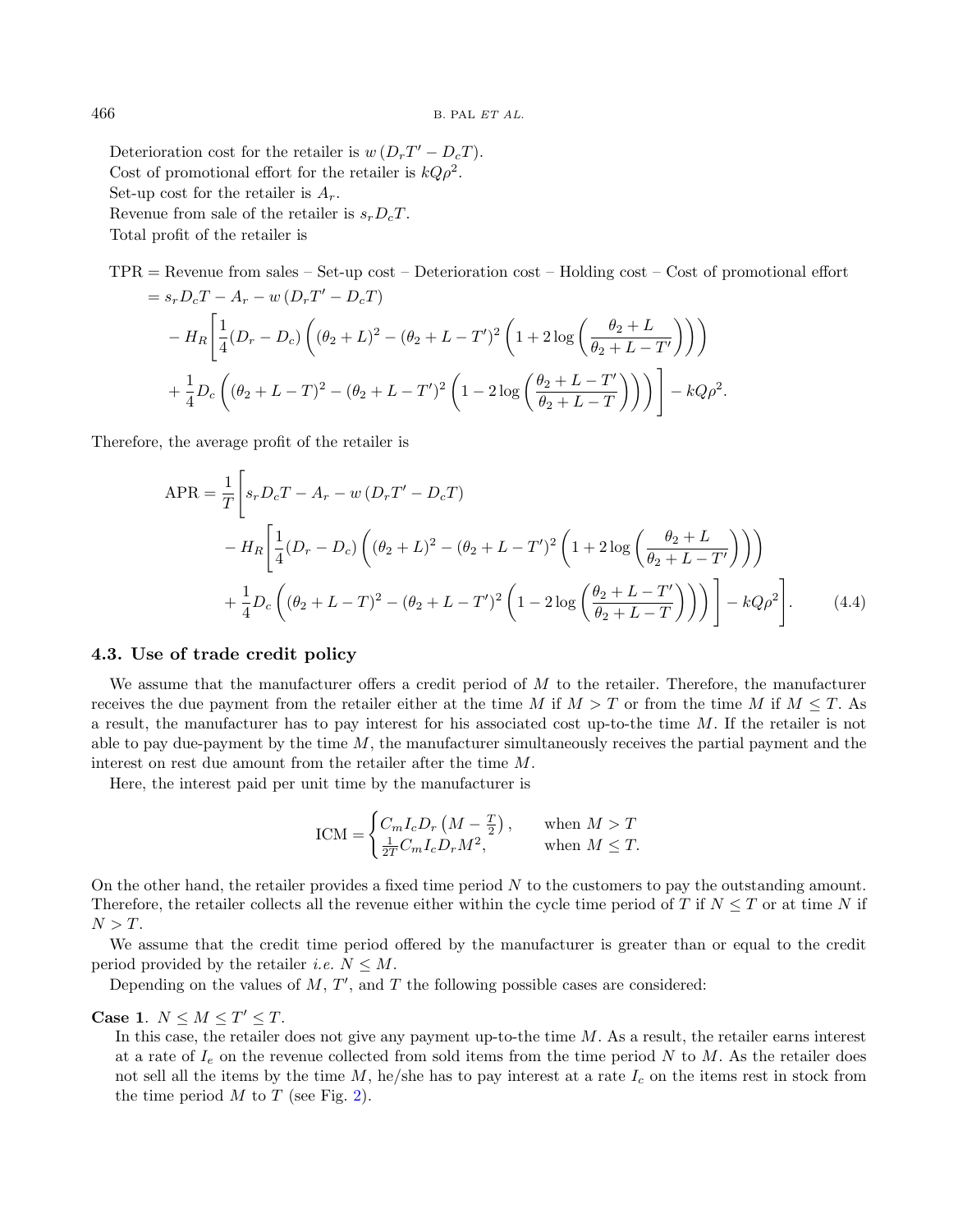Deterioration cost for the retailer is $w\left(D_r T' - D_c T\right)$.
Cost of promotional effort for the retailer is $kQ\rho^2$.
Set-up cost for the retailer is $A_r$.
Revenue from sale of the retailer is $s_r D_c T$.
Total profit of the retailer is

$$
\begin{aligned}
\text{TPR} &= \text{Revenue from sales} - \text{Set-up cost} - \text{Deterioration cost} - \text{Holding cost} - \text{Cost of promotional effort} \\
&= s_r D_c T - A_r - w\left(D_r T' - D_c T\right) \\
&\quad - H_R\left[\frac{1}{4}(D_r - D_c)\left((\theta_2 + L)^2 - (\theta_2 + L - T')^2\left(1 + 2\log\left(\frac{\theta_2 + L}{\theta_2 + L - T'}\right)\right)\right)\right. \\
&\quad \left. + \frac{1}{4}D_c\left((\theta_2 + L - T)^2 - (\theta_2 + L - T')^2\left(1 - 2\log\left(\frac{\theta_2 + L - T'}{\theta_2 + L - T}\right)\right)\right)\right] - kQ\rho^2.
\end{aligned}
$$

Therefore, the average profit of the retailer is

$$
\begin{aligned}
\text{APR} = \frac{1}{T}&\left[s_r D_c T - A_r - w\left(D_r T' - D_c T\right)\right. \\
&- H_R\left[\frac{1}{4}(D_r - D_c)\left((\theta_2 + L)^2 - (\theta_2 + L - T')^2\left(1 + 2\log\left(\frac{\theta_2 + L}{\theta_2 + L - T'}\right)\right)\right)\right. \\
&\left.\left. + \frac{1}{4}D_c\left((\theta_2 + L - T)^2 - (\theta_2 + L - T')^2\left(1 - 2\log\left(\frac{\theta_2 + L - T'}{\theta_2 + L - T}\right)\right)\right)\right] - kQ\rho^2\right]. \qquad (4.4)
\end{aligned}
$$

### 4.3. Use of trade credit policy

We assume that the manufacturer offers a credit period of $M$ to the retailer. Therefore, the manufacturer receives the due payment from the retailer either at the time $M$ if $M > T$ or from the time $M$ if $M \leq T$. As a result, the manufacturer has to pay interest for his associated cost up-to-the time $M$. If the retailer is not able to pay due-payment by the time $M$, the manufacturer simultaneously receives the partial payment and the interest on rest due amount from the retailer after the time $M$.

Here, the interest paid per unit time by the manufacturer is

$$
\text{ICM} = \begin{cases} C_m I_c D_r\left(M - \frac{T}{2}\right), & \text{when } M > T \\ \frac{1}{2T} C_m I_c D_r M^2, & \text{when } M \leq T. \end{cases}
$$

On the other hand, the retailer provides a fixed time period $N$ to the customers to pay the outstanding amount. Therefore, the retailer collects all the revenue either within the cycle time period of $T$ if $N \leq T$ or at time $N$ if $N > T$.

We assume that the credit time period offered by the manufacturer is greater than or equal to the credit period provided by the retailer *i.e.* $N \leq M$.

Depending on the values of $M$, $T'$, and $T$ the following possible cases are considered:

**Case 1**. $N \leq M \leq T' \leq T$.

In this case, the retailer does not give any payment up-to-the time $M$. As a result, the retailer earns interest at a rate of $I_e$ on the revenue collected from sold items from the time period $N$ to $M$. As the retailer does not sell all the items by the time $M$, he/she has to pay interest at a rate $I_c$ on the items rest in stock from the time period $M$ to $T$ (see Fig. 2).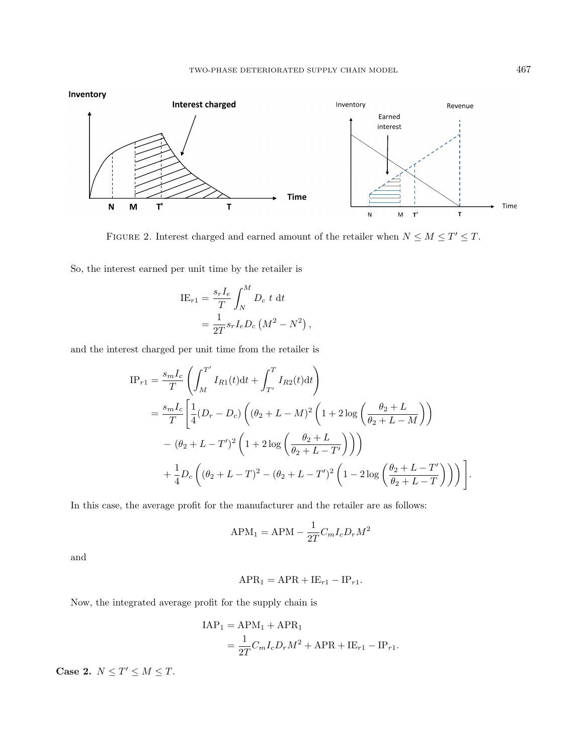FIGURE 2. Interest charged and earned amount of the retailer when $N \leq M \leq T' \leq T$.

So, the interest earned per unit time by the retailer is

$$\begin{aligned}
\mathrm{IE}_{r1} &= \frac{s_r I_e}{T} \int_N^M D_c \ t \ \mathrm{d}t \\
&= \frac{1}{2T} s_r I_e D_c \left(M^2 - N^2\right),
\end{aligned}$$

and the interest charged per unit time from the retailer is

$$\begin{aligned}
\mathrm{IP}_{r1} &= \frac{s_m I_c}{T} \left( \int_M^{T'} I_{R1}(t)\mathrm{d}t + \int_{T'}^{T} I_{R2}(t)\mathrm{d}t \right) \\
&= \frac{s_m I_c}{T} \Bigg[ \frac{1}{4}(D_r - D_c) \left( (\theta_2 + L - M)^2 \left( 1 + 2\log\left( \frac{\theta_2 + L}{\theta_2 + L - M} \right) \right) \right. \\
&\quad \left. - \ (\theta_2 + L - T')^2 \left( 1 + 2\log\left( \frac{\theta_2 + L}{\theta_2 + L - T'} \right) \right) \right) \\
&\quad + \frac{1}{4} D_c \left( (\theta_2 + L - T)^2 - (\theta_2 + L - T')^2 \left( 1 - 2\log\left( \frac{\theta_2 + L - T'}{\theta_2 + L - T} \right) \right) \right) \Bigg].
\end{aligned}$$

In this case, the average profit for the manufacturer and the retailer are as follows:

$$\mathrm{APM}_1 = \mathrm{APM} - \frac{1}{2T} C_m I_c D_r M^2$$

and

$$\mathrm{APR}_1 = \mathrm{APR} + \mathrm{IE}_{r1} - \mathrm{IP}_{r1}.$$

Now, the integrated average profit for the supply chain is

$$\begin{aligned}
\mathrm{IAP}_1 &= \mathrm{APM}_1 + \mathrm{APR}_1 \\
&= \frac{1}{2T} C_m I_c D_r M^2 + \mathrm{APR} + \mathrm{IE}_{r1} - \mathrm{IP}_{r1}.
\end{aligned}$$

**Case 2.** $N \leq T' \leq M \leq T$.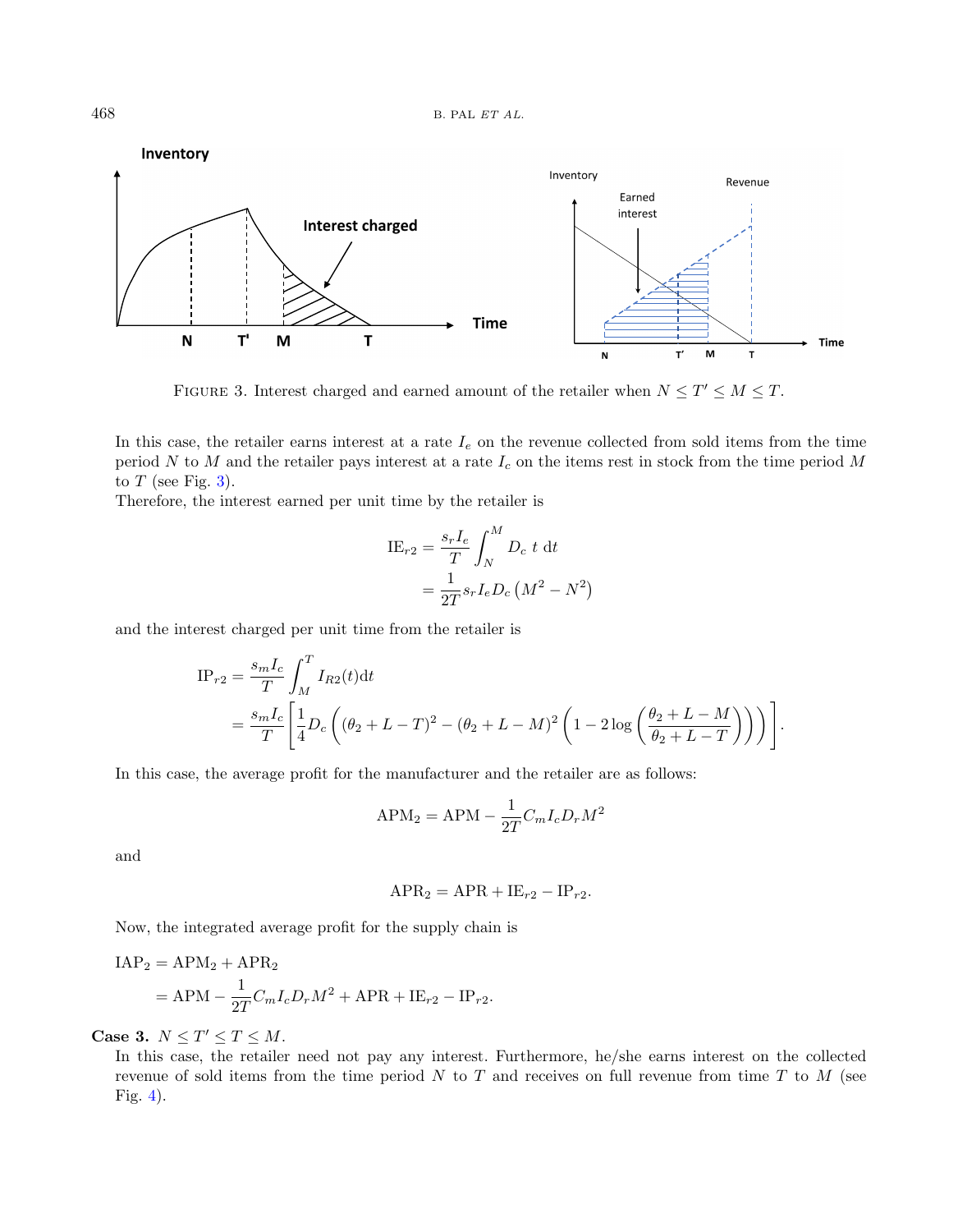FIGURE 3. Interest charged and earned amount of the retailer when $N \leq T' \leq M \leq T$.

In this case, the retailer earns interest at a rate $I_e$ on the revenue collected from sold items from the time period $N$ to $M$ and the retailer pays interest at a rate $I_c$ on the items rest in stock from the time period $M$ to $T$ (see Fig. 3).

Therefore, the interest earned per unit time by the retailer is

$$
\begin{aligned}
\mathrm{IE}_{r2} &= \frac{s_r I_e}{T} \int_N^M D_c \ t \ \mathrm{d}t \\
&= \frac{1}{2T} s_r I_e D_c \left(M^2 - N^2\right)
\end{aligned}
$$

and the interest charged per unit time from the retailer is

$$
\begin{aligned}
\mathrm{IP}_{r2} &= \frac{s_m I_c}{T} \int_M^T I_{R2}(t) \mathrm{d}t \\
&= \frac{s_m I_c}{T} \left[ \frac{1}{4} D_c \left( (\theta_2 + L - T)^2 - (\theta_2 + L - M)^2 \left( 1 - 2 \log \left( \frac{\theta_2 + L - M}{\theta_2 + L - T} \right) \right) \right) \right].
\end{aligned}
$$

In this case, the average profit for the manufacturer and the retailer are as follows:

$$
\mathrm{APM}_2 = \mathrm{APM} - \frac{1}{2T} C_m I_c D_r M^2
$$

and

$$
\mathrm{APR}_2 = \mathrm{APR} + \mathrm{IE}_{r2} - \mathrm{IP}_{r2}.
$$

Now, the integrated average profit for the supply chain is

$$
\begin{aligned}
\mathrm{IAP}_2 &= \mathrm{APM}_2 + \mathrm{APR}_2 \\
&= \mathrm{APM} - \frac{1}{2T} C_m I_c D_r M^2 + \mathrm{APR} + \mathrm{IE}_{r2} - \mathrm{IP}_{r2}.
\end{aligned}
$$

**Case 3.** $N \leq T' \leq T \leq M$.

In this case, the retailer need not pay any interest. Furthermore, he/she earns interest on the collected revenue of sold items from the time period $N$ to $T$ and receives on full revenue from time $T$ to $M$ (see Fig. 4).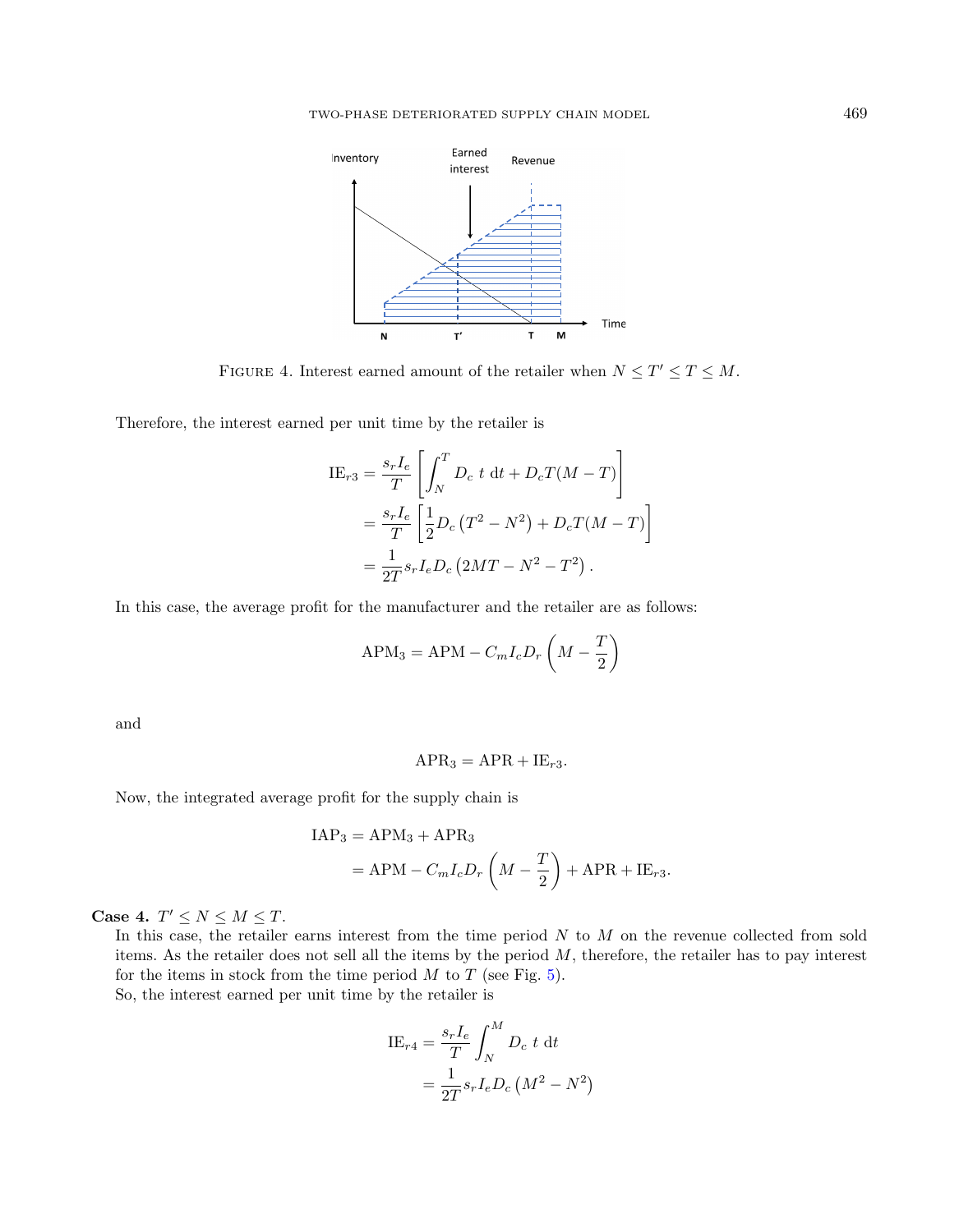FIGURE 4. Interest earned amount of the retailer when $N \leq T' \leq T \leq M$.

Therefore, the interest earned per unit time by the retailer is

$$
\begin{aligned}
\mathrm{IE}_{r3} &= \frac{s_r I_e}{T}\left[\int_N^T D_c\ t\ \mathrm{d}t + D_c T(M-T)\right] \\
&= \frac{s_r I_e}{T}\left[\frac{1}{2}D_c\left(T^2 - N^2\right) + D_c T(M-T)\right] \\
&= \frac{1}{2T} s_r I_e D_c\left(2MT - N^2 - T^2\right).
\end{aligned}
$$

In this case, the average profit for the manufacturer and the retailer are as follows:

$$
\mathrm{APM}_3 = \mathrm{APM} - C_m I_c D_r\left(M - \frac{T}{2}\right)
$$

and

$$
\mathrm{APR}_3 = \mathrm{APR} + \mathrm{IE}_{r3}.
$$

Now, the integrated average profit for the supply chain is

$$
\begin{aligned}
\mathrm{IAP}_3 &= \mathrm{APM}_3 + \mathrm{APR}_3 \\
&= \mathrm{APM} - C_m I_c D_r\left(M - \frac{T}{2}\right) + \mathrm{APR} + \mathrm{IE}_{r3}.
\end{aligned}
$$

**Case 4.** $T' \leq N \leq M \leq T$.

In this case, the retailer earns interest from the time period $N$ to $M$ on the revenue collected from sold items. As the retailer does not sell all the items by the period $M$, therefore, the retailer has to pay interest for the items in stock from the time period $M$ to $T$ (see Fig. 5).

So, the interest earned per unit time by the retailer is

$$
\begin{aligned}
\mathrm{IE}_{r4} &= \frac{s_r I_e}{T}\int_N^M D_c\ t\ \mathrm{d}t \\
&= \frac{1}{2T} s_r I_e D_c\left(M^2 - N^2\right)
\end{aligned}
$$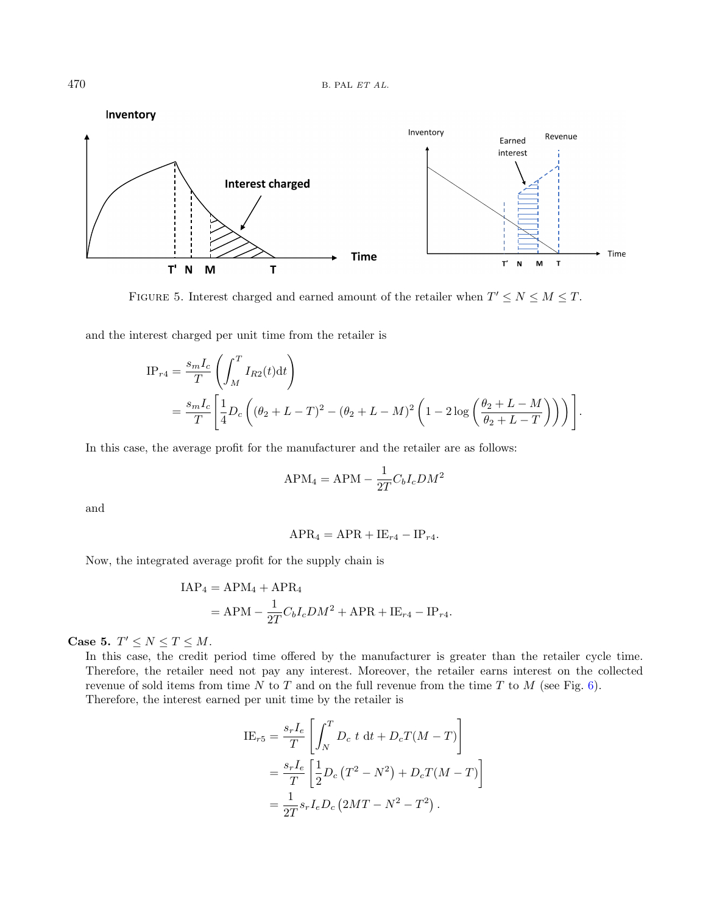FIGURE 5. Interest charged and earned amount of the retailer when $T' \leq N \leq M \leq T$.

and the interest charged per unit time from the retailer is

$$
\begin{aligned}
\mathrm{IP}_{r4} &= \frac{s_m I_c}{T}\left(\int_M^T I_{R2}(t)\mathrm{d}t\right) \\
&= \frac{s_m I_c}{T}\left[\frac{1}{4}D_c\left((\theta_2 + L - T)^2 - (\theta_2 + L - M)^2\left(1 - 2\log\left(\frac{\theta_2 + L - M}{\theta_2 + L - T}\right)\right)\right)\right].
\end{aligned}
$$

In this case, the average profit for the manufacturer and the retailer are as follows:

$$
\mathrm{APM}_4 = \mathrm{APM} - \frac{1}{2T}C_b I_c D M^2
$$

and

$$
\mathrm{APR}_4 = \mathrm{APR} + \mathrm{IE}_{r4} - \mathrm{IP}_{r4}.
$$

Now, the integrated average profit for the supply chain is

$$
\begin{aligned}
\mathrm{IAP}_4 &= \mathrm{APM}_4 + \mathrm{APR}_4 \\
&= \mathrm{APM} - \frac{1}{2T}C_b I_c D M^2 + \mathrm{APR} + \mathrm{IE}_{r4} - \mathrm{IP}_{r4}.
\end{aligned}
$$

**Case 5.** $T' \leq N \leq T \leq M$.

In this case, the credit period time offered by the manufacturer is greater than the retailer cycle time. Therefore, the retailer need not pay any interest. Moreover, the retailer earns interest on the collected revenue of sold items from time $N$ to $T$ and on the full revenue from the time $T$ to $M$ (see Fig. 6).
Therefore, the interest earned per unit time by the retailer is

$$
\begin{aligned}
\mathrm{IE}_{r5} &= \frac{s_r I_e}{T}\left[\int_N^T D_c\ t\ \mathrm{d}t + D_c T(M - T)\right] \\
&= \frac{s_r I_e}{T}\left[\frac{1}{2}D_c\left(T^2 - N^2\right) + D_c T(M - T)\right] \\
&= \frac{1}{2T}s_r I_e D_c\left(2MT - N^2 - T^2\right).
\end{aligned}
$$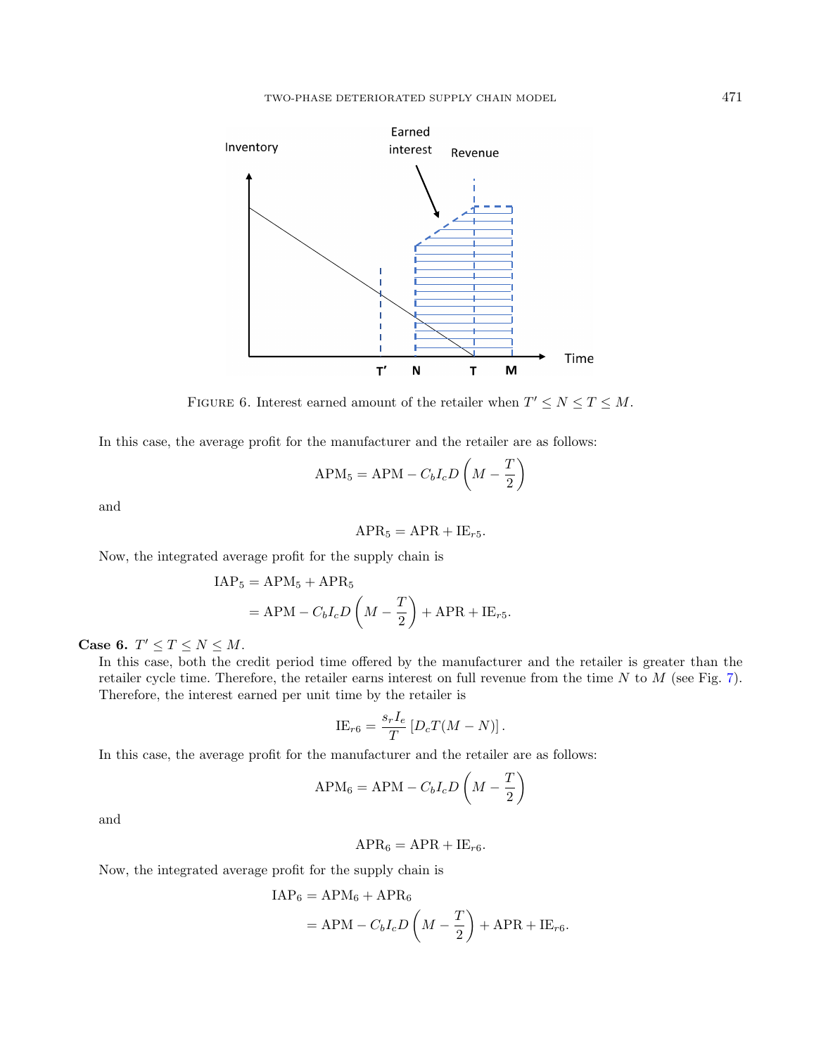Figure 6. Interest earned amount of the retailer when $T' \leq N \leq T \leq M$.

In this case, the average profit for the manufacturer and the retailer are as follows:

$$\mathrm{APM}_5 = \mathrm{APM} - C_b I_c D \left( M - \frac{T}{2} \right)$$

and

$$\mathrm{APR}_5 = \mathrm{APR} + \mathrm{IE}_{r5}.$$

Now, the integrated average profit for the supply chain is

$$\begin{aligned}
\mathrm{IAP}_5 &= \mathrm{APM}_5 + \mathrm{APR}_5 \\
&= \mathrm{APM} - C_b I_c D \left( M - \frac{T}{2} \right) + \mathrm{APR} + \mathrm{IE}_{r5}.
\end{aligned}$$

**Case 6.** $T' \leq T \leq N \leq M$.

In this case, both the credit period time offered by the manufacturer and the retailer is greater than the retailer cycle time. Therefore, the retailer earns interest on full revenue from the time $N$ to $M$ (see Fig. 7). Therefore, the interest earned per unit time by the retailer is

$$\mathrm{IE}_{r6} = \frac{s_r I_e}{T} \left[ D_c T (M - N) \right].$$

In this case, the average profit for the manufacturer and the retailer are as follows:

$$\mathrm{APM}_6 = \mathrm{APM} - C_b I_c D \left( M - \frac{T}{2} \right)$$

and

$$\mathrm{APR}_6 = \mathrm{APR} + \mathrm{IE}_{r6}.$$

Now, the integrated average profit for the supply chain is

$$\begin{aligned}
\mathrm{IAP}_6 &= \mathrm{APM}_6 + \mathrm{APR}_6 \\
&= \mathrm{APM} - C_b I_c D \left( M - \frac{T}{2} \right) + \mathrm{APR} + \mathrm{IE}_{r6}.
\end{aligned}$$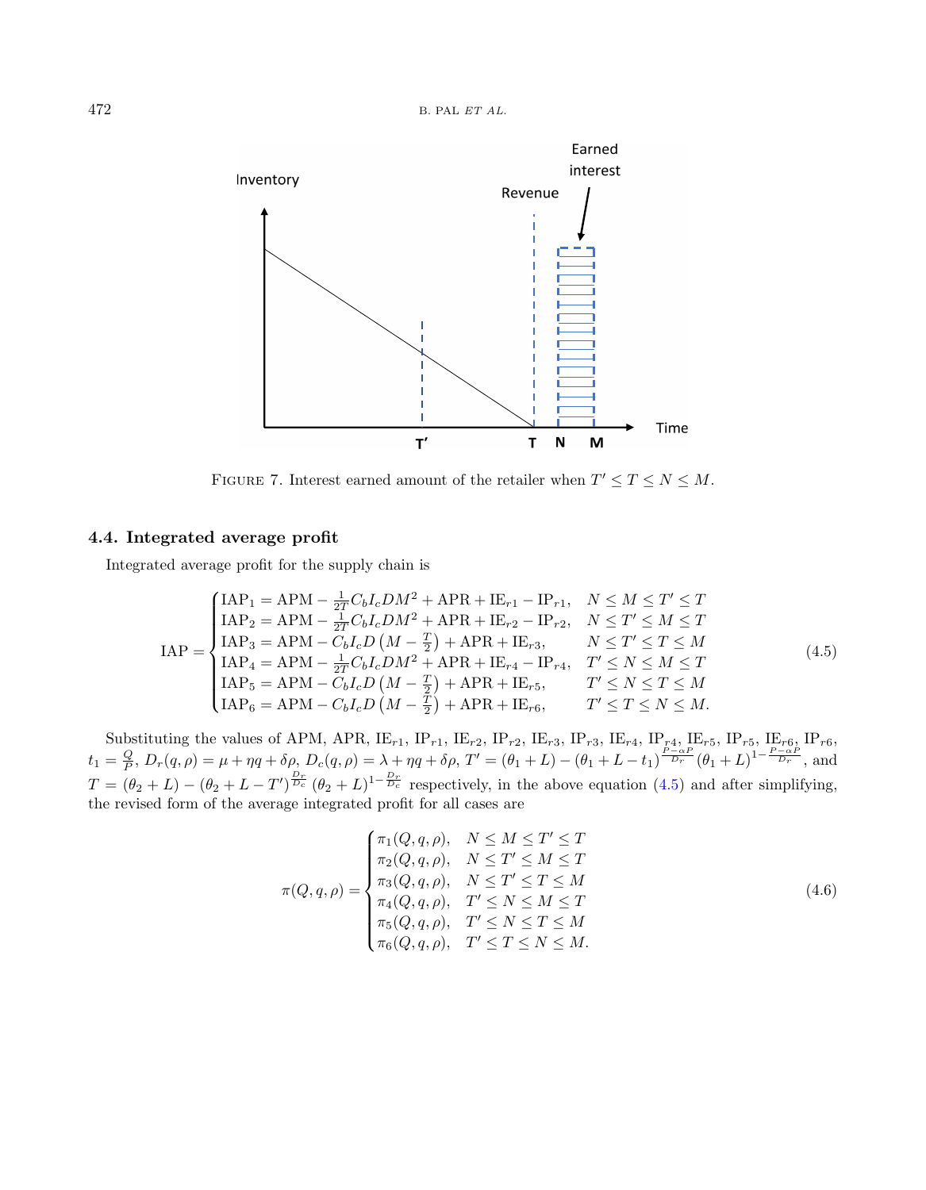FIGURE 7. Interest earned amount of the retailer when $T' \le T \le N \le M$.

### 4.4. Integrated average profit

Integrated average profit for the supply chain is

$$
\mathrm{IAP} = \begin{cases}
\mathrm{IAP}_1 = \mathrm{APM} - \frac{1}{2T} C_b I_c D M^2 + \mathrm{APR} + \mathrm{IE}_{r1} - \mathrm{IP}_{r1}, & N \le M \le T' \le T \\
\mathrm{IAP}_2 = \mathrm{APM} - \frac{1}{2T} C_b I_c D M^2 + \mathrm{APR} + \mathrm{IE}_{r2} - \mathrm{IP}_{r2}, & N \le T' \le M \le T \\
\mathrm{IAP}_3 = \mathrm{APM} - C_b I_c D \left(M - \frac{T}{2}\right) + \mathrm{APR} + \mathrm{IE}_{r3}, & N \le T' \le T \le M \\
\mathrm{IAP}_4 = \mathrm{APM} - \frac{1}{2T} C_b I_c D M^2 + \mathrm{APR} + \mathrm{IE}_{r4} - \mathrm{IP}_{r4}, & T' \le N \le M \le T \\
\mathrm{IAP}_5 = \mathrm{APM} - C_b I_c D \left(M - \frac{T}{2}\right) + \mathrm{APR} + \mathrm{IE}_{r5}, & T' \le N \le T \le M \\
\mathrm{IAP}_6 = \mathrm{APM} - C_b I_c D \left(M - \frac{T}{2}\right) + \mathrm{APR} + \mathrm{IE}_{r6}, & T' \le T \le N \le M.
\end{cases} \tag{4.5}
$$

Substituting the values of APM, APR, $\mathrm{IE}_{r1}$, $\mathrm{IP}_{r1}$, $\mathrm{IE}_{r2}$, $\mathrm{IP}_{r2}$, $\mathrm{IE}_{r3}$, $\mathrm{IP}_{r3}$, $\mathrm{IE}_{r4}$, $\mathrm{IP}_{r4}$, $\mathrm{IE}_{r5}$, $\mathrm{IP}_{r5}$, $\mathrm{IE}_{r6}$, $\mathrm{IP}_{r6}$, $t_1 = \frac{Q}{P}$, $D_r(q, \rho) = \mu + \eta q + \delta \rho$, $D_c(q, \rho) = \lambda + \eta q + \delta \rho$, $T' = (\theta_1 + L) - (\theta_1 + L - t_1)^{\frac{P - \alpha P}{D_r}} (\theta_1 + L)^{1 - \frac{P - \alpha P}{D_r}}$, and $T = (\theta_2 + L) - (\theta_2 + L - T')^{\frac{D_r}{D_c}} (\theta_2 + L)^{1 - \frac{D_r}{D_c}}$ respectively, in the above equation (4.5) and after simplifying, the revised form of the average integrated profit for all cases are

$$
\pi(Q, q, \rho) = \begin{cases}
\pi_1(Q, q, \rho), & N \le M \le T' \le T \\
\pi_2(Q, q, \rho), & N \le T' \le M \le T \\
\pi_3(Q, q, \rho), & N \le T' \le T \le M \\
\pi_4(Q, q, \rho), & T' \le N \le M \le T \\
\pi_5(Q, q, \rho), & T' \le N \le T \le M \\
\pi_6(Q, q, \rho), & T' \le T \le N \le M.
\end{cases} \tag{4.6}
$$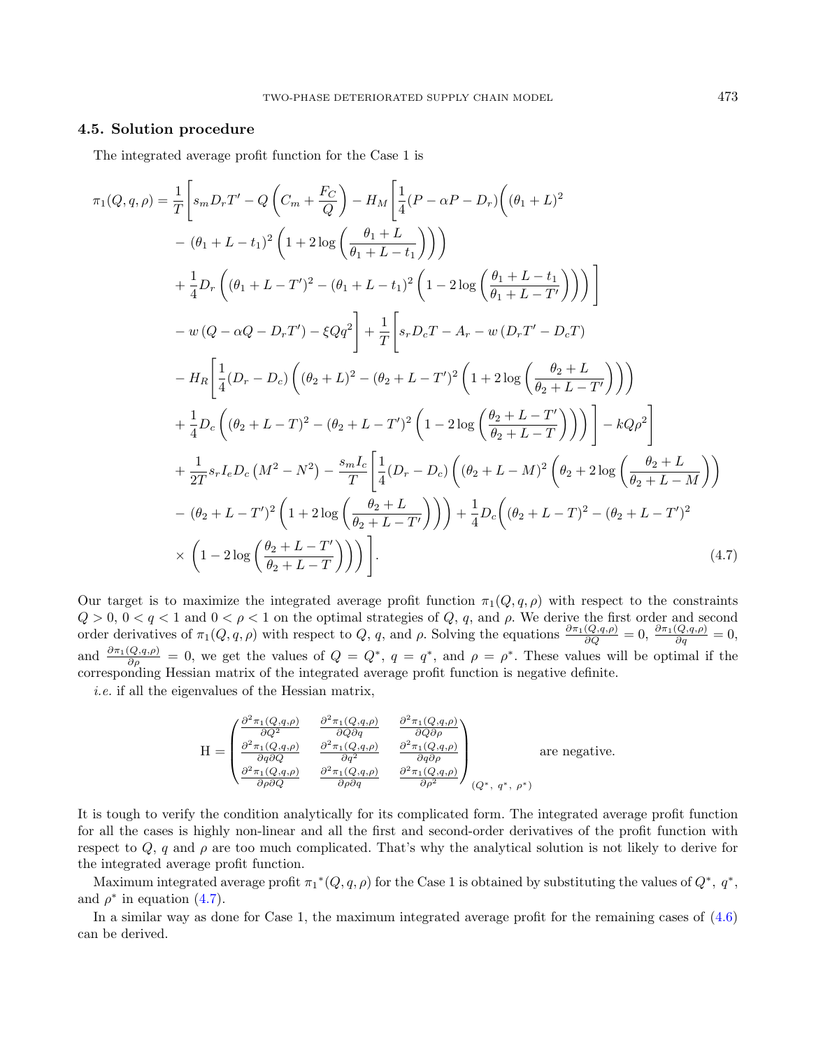### 4.5. Solution procedure

The integrated average profit function for the Case 1 is

$$
\begin{aligned}
\pi_1(Q,q,\rho) = \frac{1}{T}\Bigg[ & s_m D_r T' - Q\left(C_m + \frac{F_C}{Q}\right) - H_M\Bigg[\frac{1}{4}(P - \alpha P - D_r)\bigg((\theta_1 + L)^2 \\
& - (\theta_1 + L - t_1)^2\left(1 + 2\log\left(\frac{\theta_1 + L}{\theta_1 + L - t_1}\right)\right)\bigg) \\
& + \frac{1}{4}D_r\left((\theta_1 + L - T')^2 - (\theta_1 + L - t_1)^2\left(1 - 2\log\left(\frac{\theta_1 + L - t_1}{\theta_1 + L - T'}\right)\right)\right)\Bigg] \\
& - w\left(Q - \alpha Q - D_r T'\right) - \xi Q q^2\Bigg] + \frac{1}{T}\Bigg[s_r D_c T - A_r - w\left(D_r T' - D_c T\right) \\
& - H_R\Bigg[\frac{1}{4}(D_r - D_c)\left((\theta_2 + L)^2 - (\theta_2 + L - T')^2\left(1 + 2\log\left(\frac{\theta_2 + L}{\theta_2 + L - T'}\right)\right)\right) \\
& + \frac{1}{4}D_c\left((\theta_2 + L - T)^2 - (\theta_2 + L - T')^2\left(1 - 2\log\left(\frac{\theta_2 + L - T'}{\theta_2 + L - T}\right)\right)\right)\Bigg] - kQ\rho^2\Bigg] \\
& + \frac{1}{2T}s_r I_e D_c\left(M^2 - N^2\right) - \frac{s_m I_c}{T}\Bigg[\frac{1}{4}(D_r - D_c)\bigg((\theta_2 + L - M)^2\left(\theta_2 + 2\log\left(\frac{\theta_2 + L}{\theta_2 + L - M}\right)\right) \\
& - (\theta_2 + L - T')^2\left(1 + 2\log\left(\frac{\theta_2 + L}{\theta_2 + L - T'}\right)\right)\bigg) + \frac{1}{4}D_c\bigg((\theta_2 + L - T)^2 - (\theta_2 + L - T')^2 \\
& \times\left(1 - 2\log\left(\frac{\theta_2 + L - T'}{\theta_2 + L - T}\right)\right)\bigg)\Bigg].
\end{aligned}
\tag{4.7}
$$

Our target is to maximize the integrated average profit function $\pi_1(Q,q,\rho)$ with respect to the constraints $Q > 0$, $0 < q < 1$ and $0 < \rho < 1$ on the optimal strategies of $Q$, $q$, and $\rho$. We derive the first order and second order derivatives of $\pi_1(Q,q,\rho)$ with respect to $Q$, $q$, and $\rho$. Solving the equations $\frac{\partial \pi_1(Q,q,\rho)}{\partial Q} = 0$, $\frac{\partial \pi_1(Q,q,\rho)}{\partial q} = 0$, and $\frac{\partial \pi_1(Q,q,\rho)}{\partial \rho} = 0$, we get the values of $Q = Q^*$, $q = q^*$, and $\rho = \rho^*$. These values will be optimal if the corresponding Hessian matrix of the integrated average profit function is negative definite.

*i.e.* if all the eigenvalues of the Hessian matrix,

$$
\mathrm{H} = \begin{pmatrix}
\frac{\partial^2 \pi_1(Q,q,\rho)}{\partial Q^2} & \frac{\partial^2 \pi_1(Q,q,\rho)}{\partial Q \partial q} & \frac{\partial^2 \pi_1(Q,q,\rho)}{\partial Q \partial \rho} \\
\frac{\partial^2 \pi_1(Q,q,\rho)}{\partial q \partial Q} & \frac{\partial^2 \pi_1(Q,q,\rho)}{\partial q^2} & \frac{\partial^2 \pi_1(Q,q,\rho)}{\partial q \partial \rho} \\
\frac{\partial^2 \pi_1(Q,q,\rho)}{\partial \rho \partial Q} & \frac{\partial^2 \pi_1(Q,q,\rho)}{\partial \rho \partial q} & \frac{\partial^2 \pi_1(Q,q,\rho)}{\partial \rho^2}
\end{pmatrix}_{(Q^*,\ q^*,\ \rho^*)} \quad \text{are negative.}
$$

It is tough to verify the condition analytically for its complicated form. The integrated average profit function for all the cases is highly non-linear and all the first and second-order derivatives of the profit function with respect to $Q$, $q$ and $\rho$ are too much complicated. That's why the analytical solution is not likely to derive for the integrated average profit function.

Maximum integrated average profit $\pi_1{}^*(Q,q,\rho)$ for the Case 1 is obtained by substituting the values of $Q^*$, $q^*$, and $\rho^*$ in equation (4.7).

In a similar way as done for Case 1, the maximum integrated average profit for the remaining cases of (4.6) can be derived.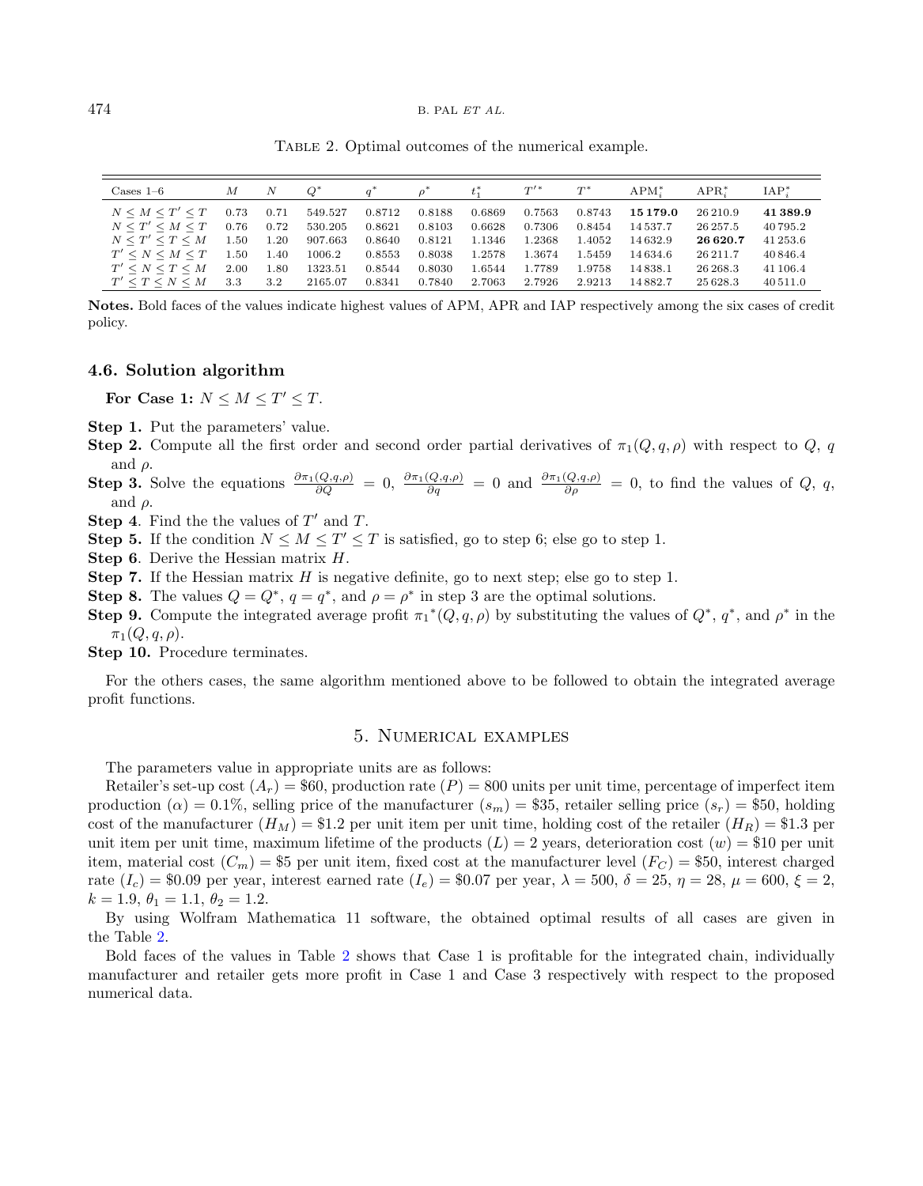Table 2. Optimal outcomes of the numerical example.

| Cases 1–6 | $M$ | $N$ | $Q^*$ | $q^*$ | $\rho^*$ | $t_1^*$ | $T'^*$ | $T^*$ | $\text{APM}_i^*$ | $\text{APR}_i^*$ | $\text{IAP}_i^*$ |
|---|---|---|---|---|---|---|---|---|---|---|---|
| $N \leq M \leq T' \leq T$ | 0.73 | 0.71 | 549.527 | 0.8712 | 0.8188 | 0.6869 | 0.7563 | 0.8743 | **15 179.0** | 26 210.9 | **41 389.9** |
| $N \leq T' \leq M \leq T$ | 0.76 | 0.72 | 530.205 | 0.8621 | 0.8103 | 0.6628 | 0.7306 | 0.8454 | 14 537.7 | 26 257.5 | 40 795.2 |
| $N \leq T' \leq T \leq M$ | 1.50 | 1.20 | 907.663 | 0.8640 | 0.8121 | 1.1346 | 1.2368 | 1.4052 | 14 632.9 | **26 620.7** | 41 253.6 |
| $T' \leq N \leq M \leq T$ | 1.50 | 1.40 | 1006.2 | 0.8553 | 0.8038 | 1.2578 | 1.3674 | 1.5459 | 14 634.6 | 26 211.7 | 40 846.4 |
| $T' \leq N \leq T \leq M$ | 2.00 | 1.80 | 1323.51 | 0.8544 | 0.8030 | 1.6544 | 1.7789 | 1.9758 | 14 838.1 | 26 268.3 | 41 106.4 |
| $T' \leq T \leq N \leq M$ | 3.3 | 3.2 | 2165.07 | 0.8341 | 0.7840 | 2.7063 | 2.7926 | 2.9213 | 14 882.7 | 25 628.3 | 40 511.0 |

**Notes.** Bold faces of the values indicate highest values of APM, APR and IAP respectively among the six cases of credit policy.

### 4.6. Solution algorithm

**For Case 1:** $N \leq M \leq T' \leq T$.

**Step 1.** Put the parameters' value.

**Step 2.** Compute all the first order and second order partial derivatives of $\pi_1(Q, q, \rho)$ with respect to $Q$, $q$ and $\rho$.

**Step 3.** Solve the equations $\frac{\partial \pi_1(Q,q,\rho)}{\partial Q} = 0$, $\frac{\partial \pi_1(Q,q,\rho)}{\partial q} = 0$ and $\frac{\partial \pi_1(Q,q,\rho)}{\partial \rho} = 0$, to find the values of $Q$, $q$, and $\rho$.

**Step 4**. Find the the values of $T'$ and $T$.

**Step 5.** If the condition $N \leq M \leq T' \leq T$ is satisfied, go to step 6; else go to step 1.

**Step 6**. Derive the Hessian matrix $H$.

**Step 7.** If the Hessian matrix $H$ is negative definite, go to next step; else go to step 1.

**Step 8.** The values $Q = Q^*$, $q = q^*$, and $\rho = \rho^*$ in step 3 are the optimal solutions.

**Step 9.** Compute the integrated average profit $\pi_1{}^*(Q, q, \rho)$ by substituting the values of $Q^*$, $q^*$, and $\rho^*$ in the $\pi_1(Q, q, \rho)$.

**Step 10.** Procedure terminates.

For the others cases, the same algorithm mentioned above to be followed to obtain the integrated average profit functions.

## 5. Numerical examples

The parameters value in appropriate units are as follows:

Retailer's set-up cost ($A_r$) = \$60, production rate ($P$) = 800 units per unit time, percentage of imperfect item production ($\alpha$) = 0.1%, selling price of the manufacturer ($s_m$) = \$35, retailer selling price ($s_r$) = \$50, holding cost of the manufacturer ($H_M$) = \$1.2 per unit item per unit time, holding cost of the retailer ($H_R$) = \$1.3 per unit item per unit time, maximum lifetime of the products ($L$) = 2 years, deterioration cost ($w$) = \$10 per unit item, material cost ($C_m$) = \$5 per unit item, fixed cost at the manufacturer level ($F_C$) = \$50, interest charged rate ($I_c$) = \$0.09 per year, interest earned rate ($I_e$) = \$0.07 per year, $\lambda = 500$, $\delta = 25$, $\eta = 28$, $\mu = 600$, $\xi = 2$, $k = 1.9$, $\theta_1 = 1.1$, $\theta_2 = 1.2$.

By using Wolfram Mathematica 11 software, the obtained optimal results of all cases are given in the Table 2.

Bold faces of the values in Table 2 shows that Case 1 is profitable for the integrated chain, individually manufacturer and retailer gets more profit in Case 1 and Case 3 respectively with respect to the proposed numerical data.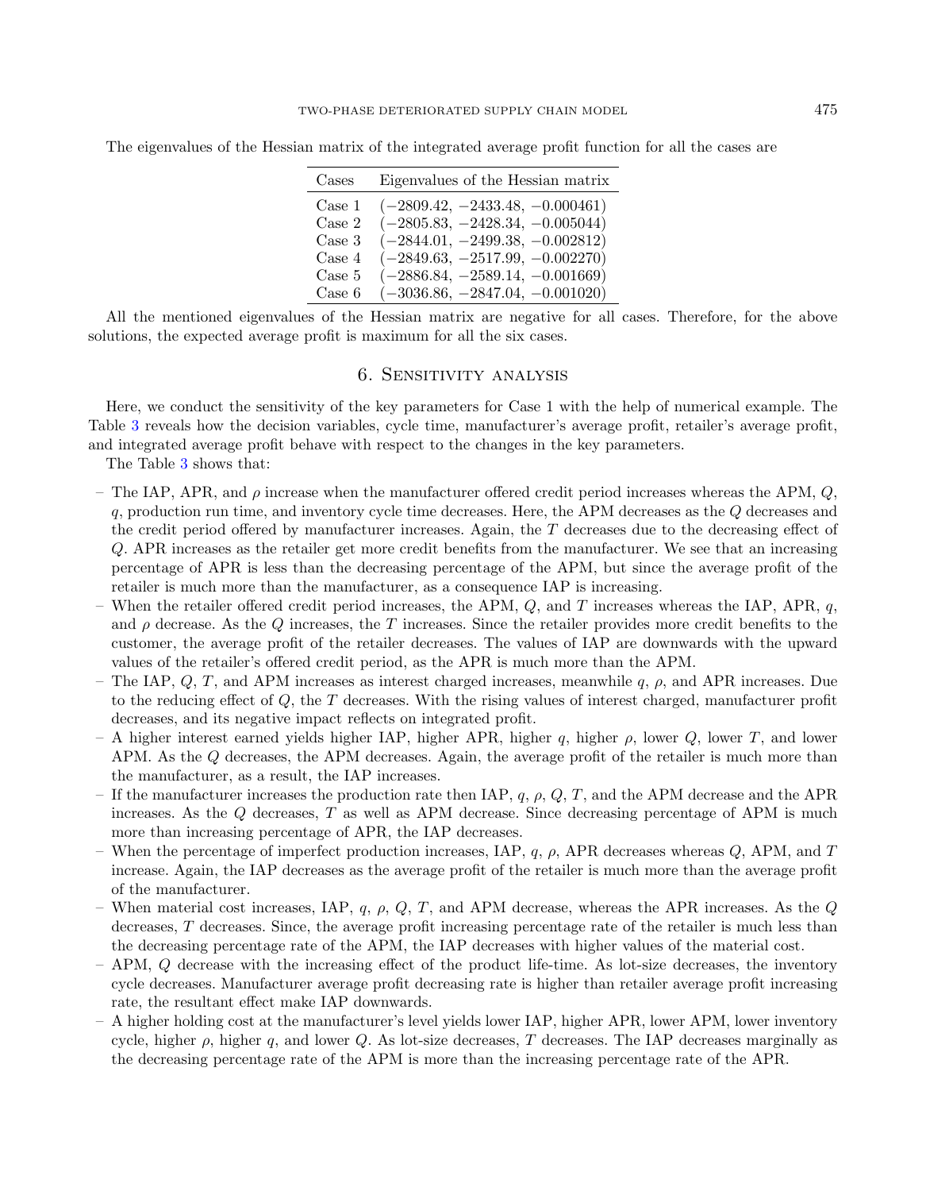The eigenvalues of the Hessian matrix of the integrated average profit function for all the cases are

| Cases | Eigenvalues of the Hessian matrix |
|---|---|
| Case 1 | $(-2809.42, -2433.48, -0.000461)$ |
| Case 2 | $(-2805.83, -2428.34, -0.005044)$ |
| Case 3 | $(-2844.01, -2499.38, -0.002812)$ |
| Case 4 | $(-2849.63, -2517.99, -0.002270)$ |
| Case 5 | $(-2886.84, -2589.14, -0.001669)$ |
| Case 6 | $(-3036.86, -2847.04, -0.001020)$ |

All the mentioned eigenvalues of the Hessian matrix are negative for all cases. Therefore, for the above solutions, the expected average profit is maximum for all the six cases.

## 6. Sensitivity analysis

Here, we conduct the sensitivity of the key parameters for Case 1 with the help of numerical example. The Table 3 reveals how the decision variables, cycle time, manufacturer's average profit, retailer's average profit, and integrated average profit behave with respect to the changes in the key parameters.

The Table 3 shows that:

- The IAP, APR, and $\rho$ increase when the manufacturer offered credit period increases whereas the APM, $Q$, $q$, production run time, and inventory cycle time decreases. Here, the APM decreases as the $Q$ decreases and the credit period offered by manufacturer increases. Again, the $T$ decreases due to the decreasing effect of $Q$. APR increases as the retailer get more credit benefits from the manufacturer. We see that an increasing percentage of APR is less than the decreasing percentage of the APM, but since the average profit of the retailer is much more than the manufacturer, as a consequence IAP is increasing.
- When the retailer offered credit period increases, the APM, $Q$, and $T$ increases whereas the IAP, APR, $q$, and $\rho$ decrease. As the $Q$ increases, the $T$ increases. Since the retailer provides more credit benefits to the customer, the average profit of the retailer decreases. The values of IAP are downwards with the upward values of the retailer's offered credit period, as the APR is much more than the APM.
- The IAP, $Q$, $T$, and APM increases as interest charged increases, meanwhile $q$, $\rho$, and APR increases. Due to the reducing effect of $Q$, the $T$ decreases. With the rising values of interest charged, manufacturer profit decreases, and its negative impact reflects on integrated profit.
- A higher interest earned yields higher IAP, higher APR, higher $q$, higher $\rho$, lower $Q$, lower $T$, and lower APM. As the $Q$ decreases, the APM decreases. Again, the average profit of the retailer is much more than the manufacturer, as a result, the IAP increases.
- If the manufacturer increases the production rate then IAP, $q$, $\rho$, $Q$, $T$, and the APM decrease and the APR increases. As the $Q$ decreases, $T$ as well as APM decrease. Since decreasing percentage of APM is much more than increasing percentage of APR, the IAP decreases.
- When the percentage of imperfect production increases, IAP, $q$, $\rho$, APR decreases whereas $Q$, APM, and $T$ increase. Again, the IAP decreases as the average profit of the retailer is much more than the average profit of the manufacturer.
- When material cost increases, IAP, $q$, $\rho$, $Q$, $T$, and APM decrease, whereas the APR increases. As the $Q$ decreases, $T$ decreases. Since, the average profit increasing percentage rate of the retailer is much less than the decreasing percentage rate of the APM, the IAP decreases with higher values of the material cost.
- APM, $Q$ decrease with the increasing effect of the product life-time. As lot-size decreases, the inventory cycle decreases. Manufacturer average profit decreasing rate is higher than retailer average profit increasing rate, the resultant effect make IAP downwards.
- A higher holding cost at the manufacturer's level yields lower IAP, higher APR, lower APM, lower inventory cycle, higher $\rho$, higher $q$, and lower $Q$. As lot-size decreases, $T$ decreases. The IAP decreases marginally as the decreasing percentage rate of the APM is more than the increasing percentage rate of the APR.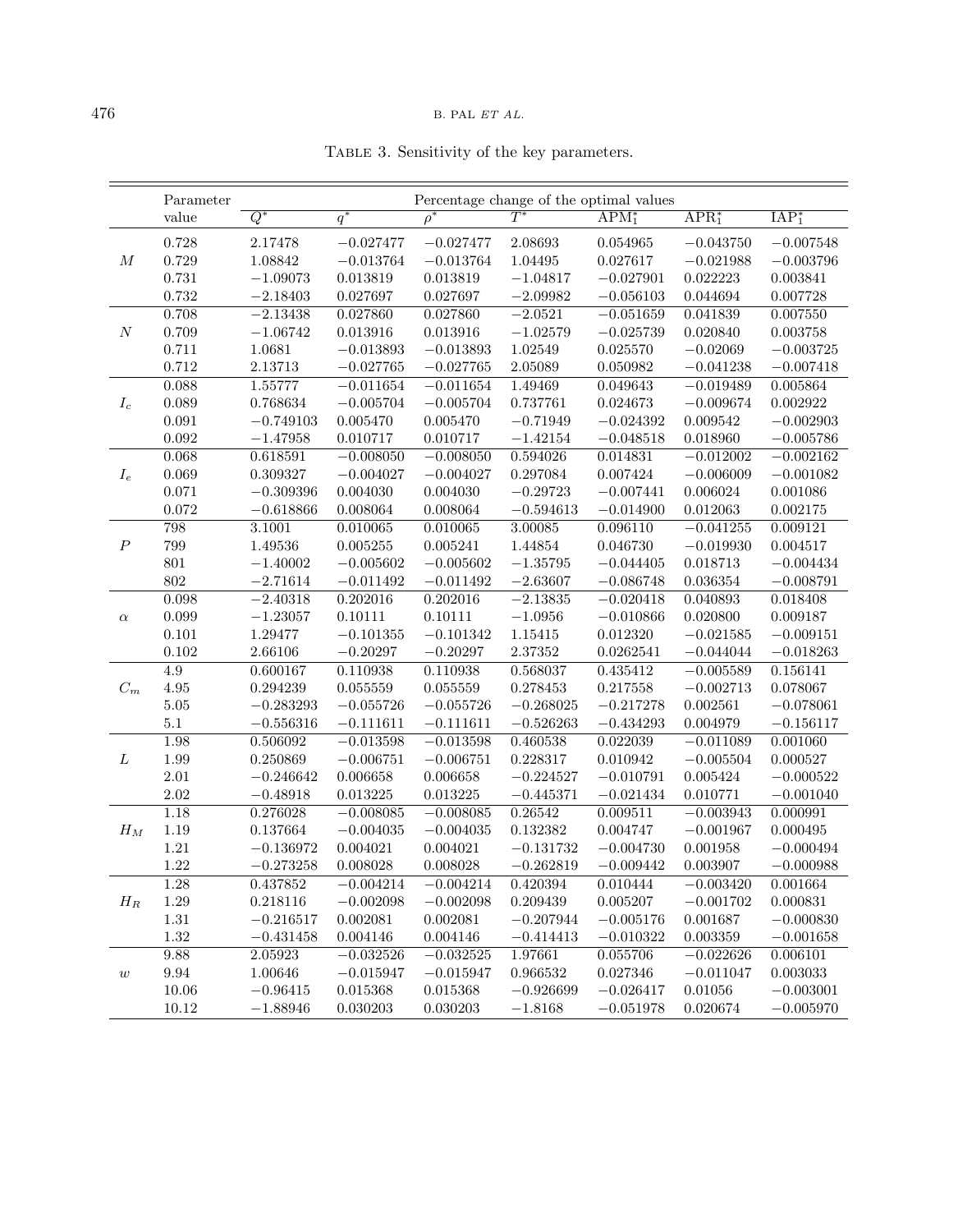Table 3. Sensitivity of the key parameters.

| | Parameter value | Percentage change of the optimal values | | | | | | |
|---|---|---|---|---|---|---|---|---|
| | | $Q^*$ | $q^*$ | $\rho^*$ | $T^*$ | $\text{APM}_1^*$ | $\text{APR}_1^*$ | $\text{IAP}_1^*$ |
| $M$ | 0.728 | 2.17478 | −0.027477 | −0.027477 | 2.08693 | 0.054965 | −0.043750 | −0.007548 |
| | 0.729 | 1.08842 | −0.013764 | −0.013764 | 1.04495 | 0.027617 | −0.021988 | −0.003796 |
| | 0.731 | −1.09073 | 0.013819 | 0.013819 | −1.04817 | −0.027901 | 0.022223 | 0.003841 |
| | 0.732 | −2.18403 | 0.027697 | 0.027697 | −2.09982 | −0.056103 | 0.044694 | 0.007728 |
| $N$ | 0.708 | −2.13438 | 0.027860 | 0.027860 | −2.0521 | −0.051659 | 0.041839 | 0.007550 |
| | 0.709 | −1.06742 | 0.013916 | 0.013916 | −1.02579 | −0.025739 | 0.020840 | 0.003758 |
| | 0.711 | 1.0681 | −0.013893 | −0.013893 | 1.02549 | 0.025570 | −0.02069 | −0.003725 |
| | 0.712 | 2.13713 | −0.027765 | −0.027765 | 2.05089 | 0.050982 | −0.041238 | −0.007418 |
| $I_c$ | 0.088 | 1.55777 | −0.011654 | −0.011654 | 1.49469 | 0.049643 | −0.019489 | 0.005864 |
| | 0.089 | 0.768634 | −0.005704 | −0.005704 | 0.737761 | 0.024673 | −0.009674 | 0.002922 |
| | 0.091 | −0.749103 | 0.005470 | 0.005470 | −0.71949 | −0.024392 | 0.009542 | −0.002903 |
| | 0.092 | −1.47958 | 0.010717 | 0.010717 | −1.42154 | −0.048518 | 0.018960 | −0.005786 |
| $I_e$ | 0.068 | 0.618591 | −0.008050 | −0.008050 | 0.594026 | 0.014831 | −0.012002 | −0.002162 |
| | 0.069 | 0.309327 | −0.004027 | −0.004027 | 0.297084 | 0.007424 | −0.006009 | −0.001082 |
| | 0.071 | −0.309396 | 0.004030 | 0.004030 | −0.29723 | −0.007441 | 0.006024 | 0.001086 |
| | 0.072 | −0.618866 | 0.008064 | 0.008064 | −0.594613 | −0.014900 | 0.012063 | 0.002175 |
| $P$ | 798 | 3.1001 | 0.010065 | 0.010065 | 3.00085 | 0.096110 | −0.041255 | 0.009121 |
| | 799 | 1.49536 | 0.005255 | 0.005241 | 1.44854 | 0.046730 | −0.019930 | 0.004517 |
| | 801 | −1.40002 | −0.005602 | −0.005602 | −1.35795 | −0.044405 | 0.018713 | −0.004434 |
| | 802 | −2.71614 | −0.011492 | −0.011492 | −2.63607 | −0.086748 | 0.036354 | −0.008791 |
| $\alpha$ | 0.098 | −2.40318 | 0.202016 | 0.202016 | −2.13835 | −0.020418 | 0.040893 | 0.018408 |
| | 0.099 | −1.23057 | 0.10111 | 0.10111 | −1.0956 | −0.010866 | 0.020800 | 0.009187 |
| | 0.101 | 1.29477 | −0.101355 | −0.101342 | 1.15415 | 0.012320 | −0.021585 | −0.009151 |
| | 0.102 | 2.66106 | −0.20297 | −0.20297 | 2.37352 | 0.0262541 | −0.044044 | −0.018263 |
| $C_m$ | 4.9 | 0.600167 | 0.110938 | 0.110938 | 0.568037 | 0.435412 | −0.005589 | 0.156141 |
| | 4.95 | 0.294239 | 0.055559 | 0.055559 | 0.278453 | 0.217558 | −0.002713 | 0.078067 |
| | 5.05 | −0.283293 | −0.055726 | −0.055726 | −0.268025 | −0.217278 | 0.002561 | −0.078061 |
| | 5.1 | −0.556316 | −0.111611 | −0.111611 | −0.526263 | −0.434293 | 0.004979 | −0.156117 |
| $L$ | 1.98 | 0.506092 | −0.013598 | −0.013598 | 0.460538 | 0.022039 | −0.011089 | 0.001060 |
| | 1.99 | 0.250869 | −0.006751 | −0.006751 | 0.228317 | 0.010942 | −0.005504 | 0.000527 |
| | 2.01 | −0.246642 | 0.006658 | 0.006658 | −0.224527 | −0.010791 | 0.005424 | −0.000522 |
| | 2.02 | −0.48918 | 0.013225 | 0.013225 | −0.445371 | −0.021434 | 0.010771 | −0.001040 |
| $H_M$ | 1.18 | 0.276028 | −0.008085 | −0.008085 | 0.26542 | 0.009511 | −0.003943 | 0.000991 |
| | 1.19 | 0.137664 | −0.004035 | −0.004035 | 0.132382 | 0.004747 | −0.001967 | 0.000495 |
| | 1.21 | −0.136972 | 0.004021 | 0.004021 | −0.131732 | −0.004730 | 0.001958 | −0.000494 |
| | 1.22 | −0.273258 | 0.008028 | 0.008028 | −0.262819 | −0.009442 | 0.003907 | −0.000988 |
| $H_R$ | 1.28 | 0.437852 | −0.004214 | −0.004214 | 0.420394 | 0.010444 | −0.003420 | 0.001664 |
| | 1.29 | 0.218116 | −0.002098 | −0.002098 | 0.209439 | 0.005207 | −0.001702 | 0.000831 |
| | 1.31 | −0.216517 | 0.002081 | 0.002081 | −0.207944 | −0.005176 | 0.001687 | −0.000830 |
| | 1.32 | −0.431458 | 0.004146 | 0.004146 | −0.414413 | −0.010322 | 0.003359 | −0.001658 |
| $w$ | 9.88 | 2.05923 | −0.032526 | −0.032525 | 1.97661 | 0.055706 | −0.022626 | 0.006101 |
| | 9.94 | 1.00646 | −0.015947 | −0.015947 | 0.966532 | 0.027346 | −0.011047 | 0.003033 |
| | 10.06 | −0.96415 | 0.015368 | 0.015368 | −0.926699 | −0.026417 | 0.01056 | −0.003001 |
| | 10.12 | −1.88946 | 0.030203 | 0.030203 | −1.8168 | −0.051978 | 0.020674 | −0.005970 |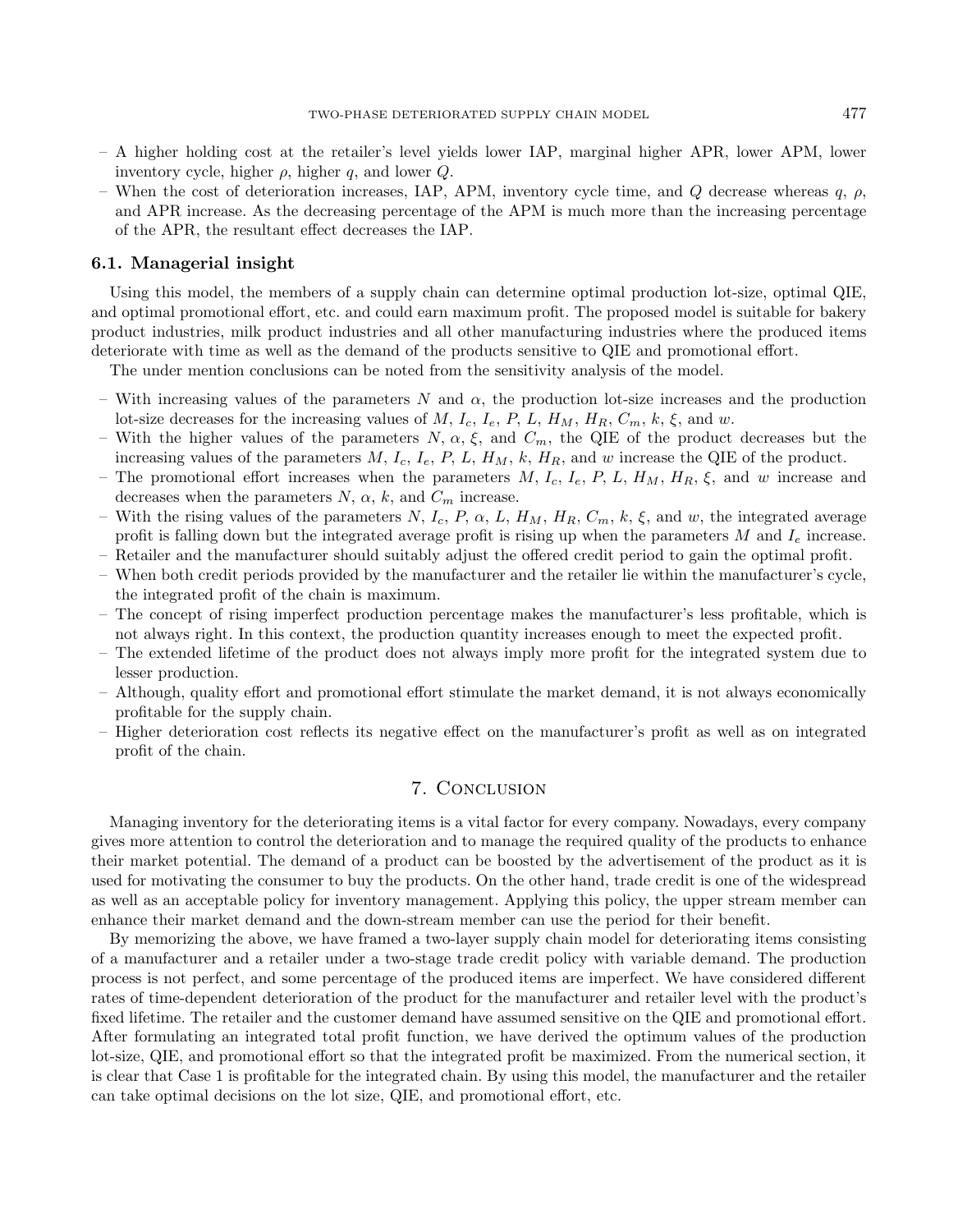- A higher holding cost at the retailer's level yields lower IAP, marginal higher APR, lower APM, lower inventory cycle, higher $\rho$, higher $q$, and lower $Q$.
- When the cost of deterioration increases, IAP, APM, inventory cycle time, and $Q$ decrease whereas $q$, $\rho$, and APR increase. As the decreasing percentage of the APM is much more than the increasing percentage of the APR, the resultant effect decreases the IAP.

### 6.1. Managerial insight

Using this model, the members of a supply chain can determine optimal production lot-size, optimal QIE, and optimal promotional effort, etc. and could earn maximum profit. The proposed model is suitable for bakery product industries, milk product industries and all other manufacturing industries where the produced items deteriorate with time as well as the demand of the products sensitive to QIE and promotional effort.

The under mention conclusions can be noted from the sensitivity analysis of the model.

- With increasing values of the parameters $N$ and $\alpha$, the production lot-size increases and the production lot-size decreases for the increasing values of $M$, $I_c$, $I_e$, $P$, $L$, $H_M$, $H_R$, $C_m$, $k$, $\xi$, and $w$.
- With the higher values of the parameters $N$, $\alpha$, $\xi$, and $C_m$, the QIE of the product decreases but the increasing values of the parameters $M$, $I_c$, $I_e$, $P$, $L$, $H_M$, $k$, $H_R$, and $w$ increase the QIE of the product.
- The promotional effort increases when the parameters $M$, $I_c$, $I_e$, $P$, $L$, $H_M$, $H_R$, $\xi$, and $w$ increase and decreases when the parameters $N$, $\alpha$, $k$, and $C_m$ increase.
- With the rising values of the parameters $N$, $I_c$, $P$, $\alpha$, $L$, $H_M$, $H_R$, $C_m$, $k$, $\xi$, and $w$, the integrated average profit is falling down but the integrated average profit is rising up when the parameters $M$ and $I_e$ increase.
- Retailer and the manufacturer should suitably adjust the offered credit period to gain the optimal profit.
- When both credit periods provided by the manufacturer and the retailer lie within the manufacturer's cycle, the integrated profit of the chain is maximum.
- The concept of rising imperfect production percentage makes the manufacturer's less profitable, which is not always right. In this context, the production quantity increases enough to meet the expected profit.
- The extended lifetime of the product does not always imply more profit for the integrated system due to lesser production.
- Although, quality effort and promotional effort stimulate the market demand, it is not always economically profitable for the supply chain.
- Higher deterioration cost reflects its negative effect on the manufacturer's profit as well as on integrated profit of the chain.

## 7. Conclusion

Managing inventory for the deteriorating items is a vital factor for every company. Nowadays, every company gives more attention to control the deterioration and to manage the required quality of the products to enhance their market potential. The demand of a product can be boosted by the advertisement of the product as it is used for motivating the consumer to buy the products. On the other hand, trade credit is one of the widespread as well as an acceptable policy for inventory management. Applying this policy, the upper stream member can enhance their market demand and the down-stream member can use the period for their benefit.

By memorizing the above, we have framed a two-layer supply chain model for deteriorating items consisting of a manufacturer and a retailer under a two-stage trade credit policy with variable demand. The production process is not perfect, and some percentage of the produced items are imperfect. We have considered different rates of time-dependent deterioration of the product for the manufacturer and retailer level with the product's fixed lifetime. The retailer and the customer demand have assumed sensitive on the QIE and promotional effort. After formulating an integrated total profit function, we have derived the optimum values of the production lot-size, QIE, and promotional effort so that the integrated profit be maximized. From the numerical section, it is clear that Case 1 is profitable for the integrated chain. By using this model, the manufacturer and the retailer can take optimal decisions on the lot size, QIE, and promotional effort, etc.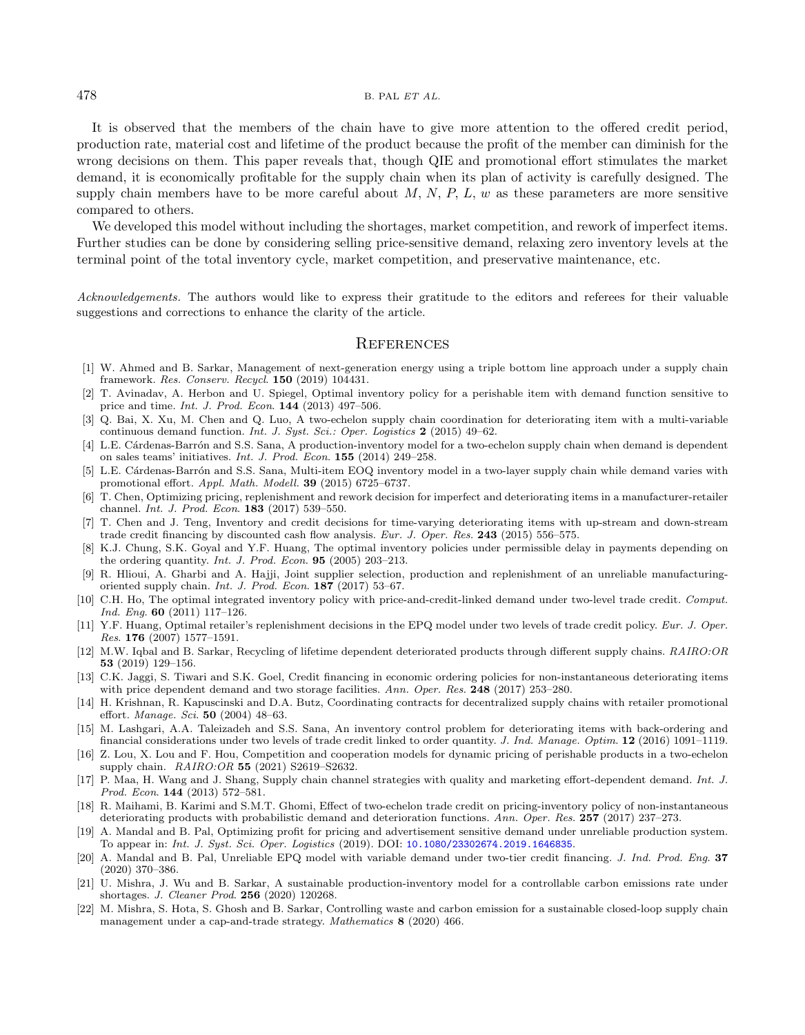It is observed that the members of the chain have to give more attention to the offered credit period, production rate, material cost and lifetime of the product because the profit of the member can diminish for the wrong decisions on them. This paper reveals that, though QIE and promotional effort stimulates the market demand, it is economically profitable for the supply chain when its plan of activity is carefully designed. The supply chain members have to be more careful about $M$, $N$, $P$, $L$, $w$ as these parameters are more sensitive compared to others.

We developed this model without including the shortages, market competition, and rework of imperfect items. Further studies can be done by considering selling price-sensitive demand, relaxing zero inventory levels at the terminal point of the total inventory cycle, market competition, and preservative maintenance, etc.

*Acknowledgements.* The authors would like to express their gratitude to the editors and referees for their valuable suggestions and corrections to enhance the clarity of the article.

## References

[1] W. Ahmed and B. Sarkar, Management of next-generation energy using a triple bottom line approach under a supply chain framework. *Res. Conserv. Recycl.* **150** (2019) 104431.

[2] T. Avinadav, A. Herbon and U. Spiegel, Optimal inventory policy for a perishable item with demand function sensitive to price and time. *Int. J. Prod. Econ.* **144** (2013) 497–506.

[3] Q. Bai, X. Xu, M. Chen and Q. Luo, A two-echelon supply chain coordination for deteriorating item with a multi-variable continuous demand function. *Int. J. Syst. Sci.: Oper. Logistics* **2** (2015) 49–62.

[4] L.E. Cárdenas-Barrón and S.S. Sana, A production-inventory model for a two-echelon supply chain when demand is dependent on sales teams' initiatives. *Int. J. Prod. Econ.* **155** (2014) 249–258.

[5] L.E. Cárdenas-Barrón and S.S. Sana, Multi-item EOQ inventory model in a two-layer supply chain while demand varies with promotional effort. *Appl. Math. Modell.* **39** (2015) 6725–6737.

[6] T. Chen, Optimizing pricing, replenishment and rework decision for imperfect and deteriorating items in a manufacturer-retailer channel. *Int. J. Prod. Econ.* **183** (2017) 539–550.

[7] T. Chen and J. Teng, Inventory and credit decisions for time-varying deteriorating items with up-stream and down-stream trade credit financing by discounted cash flow analysis. *Eur. J. Oper. Res.* **243** (2015) 556–575.

[8] K.J. Chung, S.K. Goyal and Y.F. Huang, The optimal inventory policies under permissible delay in payments depending on the ordering quantity. *Int. J. Prod. Econ.* **95** (2005) 203–213.

[9] R. Hlioui, A. Gharbi and A. Hajji, Joint supplier selection, production and replenishment of an unreliable manufacturing-oriented supply chain. *Int. J. Prod. Econ.* **187** (2017) 53–67.

[10] C.H. Ho, The optimal integrated inventory policy with price-and-credit-linked demand under two-level trade credit. *Comput. Ind. Eng.* **60** (2011) 117–126.

[11] Y.F. Huang, Optimal retailer's replenishment decisions in the EPQ model under two levels of trade credit policy. *Eur. J. Oper. Res.* **176** (2007) 1577–1591.

[12] M.W. Iqbal and B. Sarkar, Recycling of lifetime dependent deteriorated products through different supply chains. *RAIRO:OR* **53** (2019) 129–156.

[13] C.K. Jaggi, S. Tiwari and S.K. Goel, Credit financing in economic ordering policies for non-instantaneous deteriorating items with price dependent demand and two storage facilities. *Ann. Oper. Res.* **248** (2017) 253–280.

[14] H. Krishnan, R. Kapuscinski and D.A. Butz, Coordinating contracts for decentralized supply chains with retailer promotional effort. *Manage. Sci.* **50** (2004) 48–63.

[15] M. Lashgari, A.A. Taleizadeh and S.S. Sana, An inventory control problem for deteriorating items with back-ordering and financial considerations under two levels of trade credit linked to order quantity. *J. Ind. Manage. Optim.* **12** (2016) 1091–1119.

[16] Z. Lou, X. Lou and F. Hou, Competition and cooperation models for dynamic pricing of perishable products in a two-echelon supply chain. *RAIRO:OR* **55** (2021) S2619–S2632.

[17] P. Maa, H. Wang and J. Shang, Supply chain channel strategies with quality and marketing effort-dependent demand. *Int. J. Prod. Econ.* **144** (2013) 572–581.

[18] R. Maihami, B. Karimi and S.M.T. Ghomi, Effect of two-echelon trade credit on pricing-inventory policy of non-instantaneous deteriorating products with probabilistic demand and deterioration functions. *Ann. Oper. Res.* **257** (2017) 237–273.

[19] A. Mandal and B. Pal, Optimizing profit for pricing and advertisement sensitive demand under unreliable production system. To appear in: *Int. J. Syst. Sci. Oper. Logistics* (2019). DOI: 10.1080/23302674.2019.1646835.

[20] A. Mandal and B. Pal, Unreliable EPQ model with variable demand under two-tier credit financing. *J. Ind. Prod. Eng.* **37** (2020) 370–386.

[21] U. Mishra, J. Wu and B. Sarkar, A sustainable production-inventory model for a controllable carbon emissions rate under shortages. *J. Cleaner Prod.* **256** (2020) 120268.

[22] M. Mishra, S. Hota, S. Ghosh and B. Sarkar, Controlling waste and carbon emission for a sustainable closed-loop supply chain management under a cap-and-trade strategy. *Mathematics* **8** (2020) 466.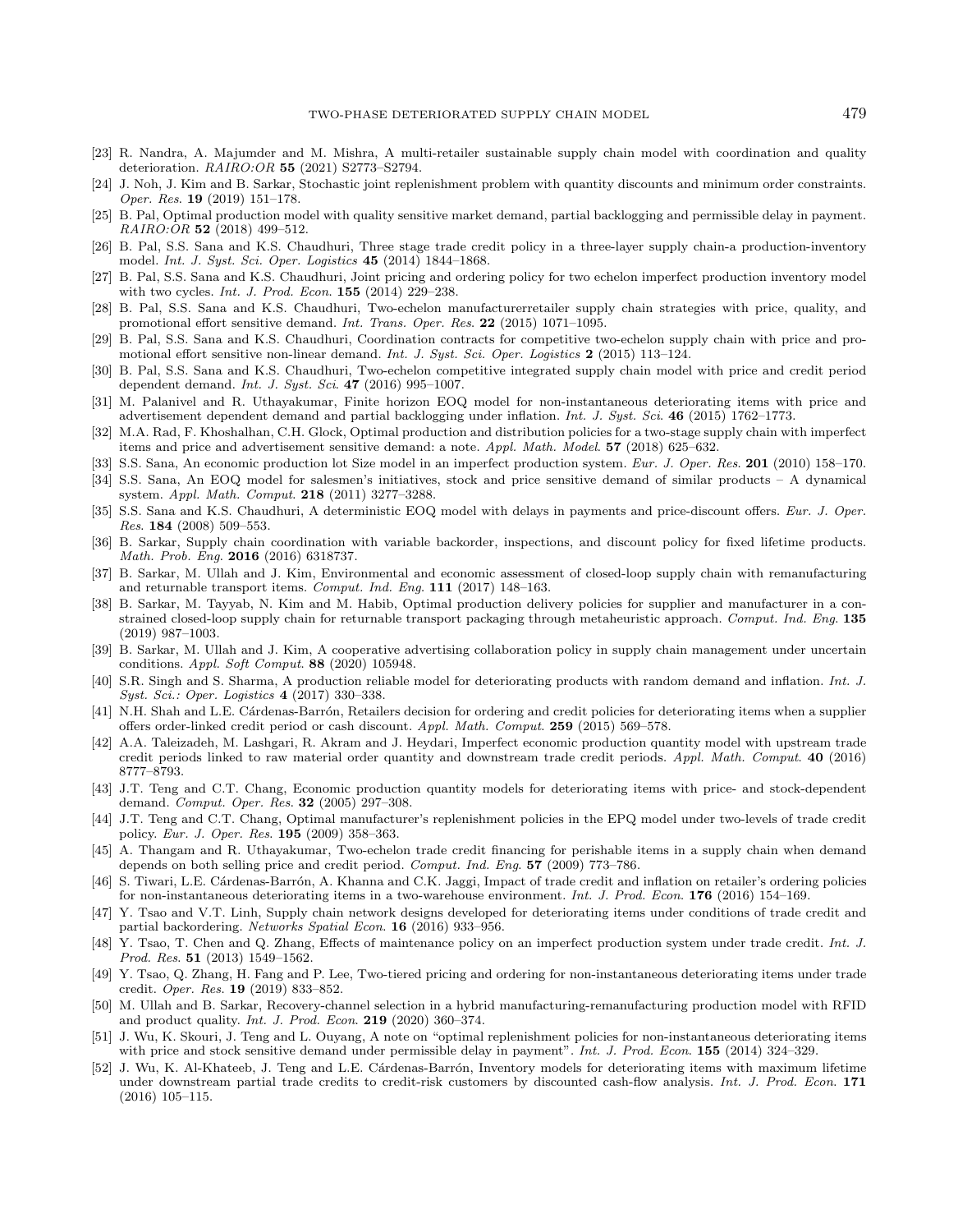[23] R. Nandra, A. Majumder and M. Mishra, A multi-retailer sustainable supply chain model with coordination and quality deterioration. *RAIRO:OR* **55** (2021) S2773–S2794.

[24] J. Noh, J. Kim and B. Sarkar, Stochastic joint replenishment problem with quantity discounts and minimum order constraints. *Oper. Res.* **19** (2019) 151–178.

[25] B. Pal, Optimal production model with quality sensitive market demand, partial backlogging and permissible delay in payment. *RAIRO:OR* **52** (2018) 499–512.

[26] B. Pal, S.S. Sana and K.S. Chaudhuri, Three stage trade credit policy in a three-layer supply chain-a production-inventory model. *Int. J. Syst. Sci. Oper. Logistics* **45** (2014) 1844–1868.

[27] B. Pal, S.S. Sana and K.S. Chaudhuri, Joint pricing and ordering policy for two echelon imperfect production inventory model with two cycles. *Int. J. Prod. Econ.* **155** (2014) 229–238.

[28] B. Pal, S.S. Sana and K.S. Chaudhuri, Two-echelon manufacturerretailer supply chain strategies with price, quality, and promotional effort sensitive demand. *Int. Trans. Oper. Res.* **22** (2015) 1071–1095.

[29] B. Pal, S.S. Sana and K.S. Chaudhuri, Coordination contracts for competitive two-echelon supply chain with price and promotional effort sensitive non-linear demand. *Int. J. Syst. Sci. Oper. Logistics* **2** (2015) 113–124.

[30] B. Pal, S.S. Sana and K.S. Chaudhuri, Two-echelon competitive integrated supply chain model with price and credit period dependent demand. *Int. J. Syst. Sci.* **47** (2016) 995–1007.

[31] M. Palanivel and R. Uthayakumar, Finite horizon EOQ model for non-instantaneous deteriorating items with price and advertisement dependent demand and partial backlogging under inflation. *Int. J. Syst. Sci.* **46** (2015) 1762–1773.

[32] M.A. Rad, F. Khoshalhan, C.H. Glock, Optimal production and distribution policies for a two-stage supply chain with imperfect items and price and advertisement sensitive demand: a note. *Appl. Math. Model.* **57** (2018) 625–632.

[33] S.S. Sana, An economic production lot Size model in an imperfect production system. *Eur. J. Oper. Res.* **201** (2010) 158–170.

[34] S.S. Sana, An EOQ model for salesmen's initiatives, stock and price sensitive demand of similar products – A dynamical system. *Appl. Math. Comput.* **218** (2011) 3277–3288.

[35] S.S. Sana and K.S. Chaudhuri, A deterministic EOQ model with delays in payments and price-discount offers. *Eur. J. Oper. Res.* **184** (2008) 509–553.

[36] B. Sarkar, Supply chain coordination with variable backorder, inspections, and discount policy for fixed lifetime products. *Math. Prob. Eng.* **2016** (2016) 6318737.

[37] B. Sarkar, M. Ullah and J. Kim, Environmental and economic assessment of closed-loop supply chain with remanufacturing and returnable transport items. *Comput. Ind. Eng.* **111** (2017) 148–163.

[38] B. Sarkar, M. Tayyab, N. Kim and M. Habib, Optimal production delivery policies for supplier and manufacturer in a constrained closed-loop supply chain for returnable transport packaging through metaheuristic approach. *Comput. Ind. Eng.* **135** (2019) 987–1003.

[39] B. Sarkar, M. Ullah and J. Kim, A cooperative advertising collaboration policy in supply chain management under uncertain conditions. *Appl. Soft Comput.* **88** (2020) 105948.

[40] S.R. Singh and S. Sharma, A production reliable model for deteriorating products with random demand and inflation. *Int. J. Syst. Sci.: Oper. Logistics* **4** (2017) 330–338.

[41] N.H. Shah and L.E. Cárdenas-Barrón, Retailers decision for ordering and credit policies for deteriorating items when a supplier offers order-linked credit period or cash discount. *Appl. Math. Comput.* **259** (2015) 569–578.

[42] A.A. Taleizadeh, M. Lashgari, R. Akram and J. Heydari, Imperfect economic production quantity model with upstream trade credit periods linked to raw material order quantity and downstream trade credit periods. *Appl. Math. Comput.* **40** (2016) 8777–8793.

[43] J.T. Teng and C.T. Chang, Economic production quantity models for deteriorating items with price- and stock-dependent demand. *Comput. Oper. Res.* **32** (2005) 297–308.

[44] J.T. Teng and C.T. Chang, Optimal manufacturer's replenishment policies in the EPQ model under two-levels of trade credit policy. *Eur. J. Oper. Res.* **195** (2009) 358–363.

[45] A. Thangam and R. Uthayakumar, Two-echelon trade credit financing for perishable items in a supply chain when demand depends on both selling price and credit period. *Comput. Ind. Eng.* **57** (2009) 773–786.

[46] S. Tiwari, L.E. Cárdenas-Barrón, A. Khanna and C.K. Jaggi, Impact of trade credit and inflation on retailer's ordering policies for non-instantaneous deteriorating items in a two-warehouse environment. *Int. J. Prod. Econ.* **176** (2016) 154–169.

[47] Y. Tsao and V.T. Linh, Supply chain network designs developed for deteriorating items under conditions of trade credit and partial backordering. *Networks Spatial Econ.* **16** (2016) 933–956.

[48] Y. Tsao, T. Chen and Q. Zhang, Effects of maintenance policy on an imperfect production system under trade credit. *Int. J. Prod. Res.* **51** (2013) 1549–1562.

[49] Y. Tsao, Q. Zhang, H. Fang and P. Lee, Two-tiered pricing and ordering for non-instantaneous deteriorating items under trade credit. *Oper. Res.* **19** (2019) 833–852.

[50] M. Ullah and B. Sarkar, Recovery-channel selection in a hybrid manufacturing-remanufacturing production model with RFID and product quality. *Int. J. Prod. Econ.* **219** (2020) 360–374.

[51] J. Wu, K. Skouri, J. Teng and L. Ouyang, A note on "optimal replenishment policies for non-instantaneous deteriorating items with price and stock sensitive demand under permissible delay in payment". *Int. J. Prod. Econ.* **155** (2014) 324–329.

[52] J. Wu, K. Al-Khateeb, J. Teng and L.E. Cárdenas-Barrón, Inventory models for deteriorating items with maximum lifetime under downstream partial trade credits to credit-risk customers by discounted cash-flow analysis. *Int. J. Prod. Econ.* **171** (2016) 105–115.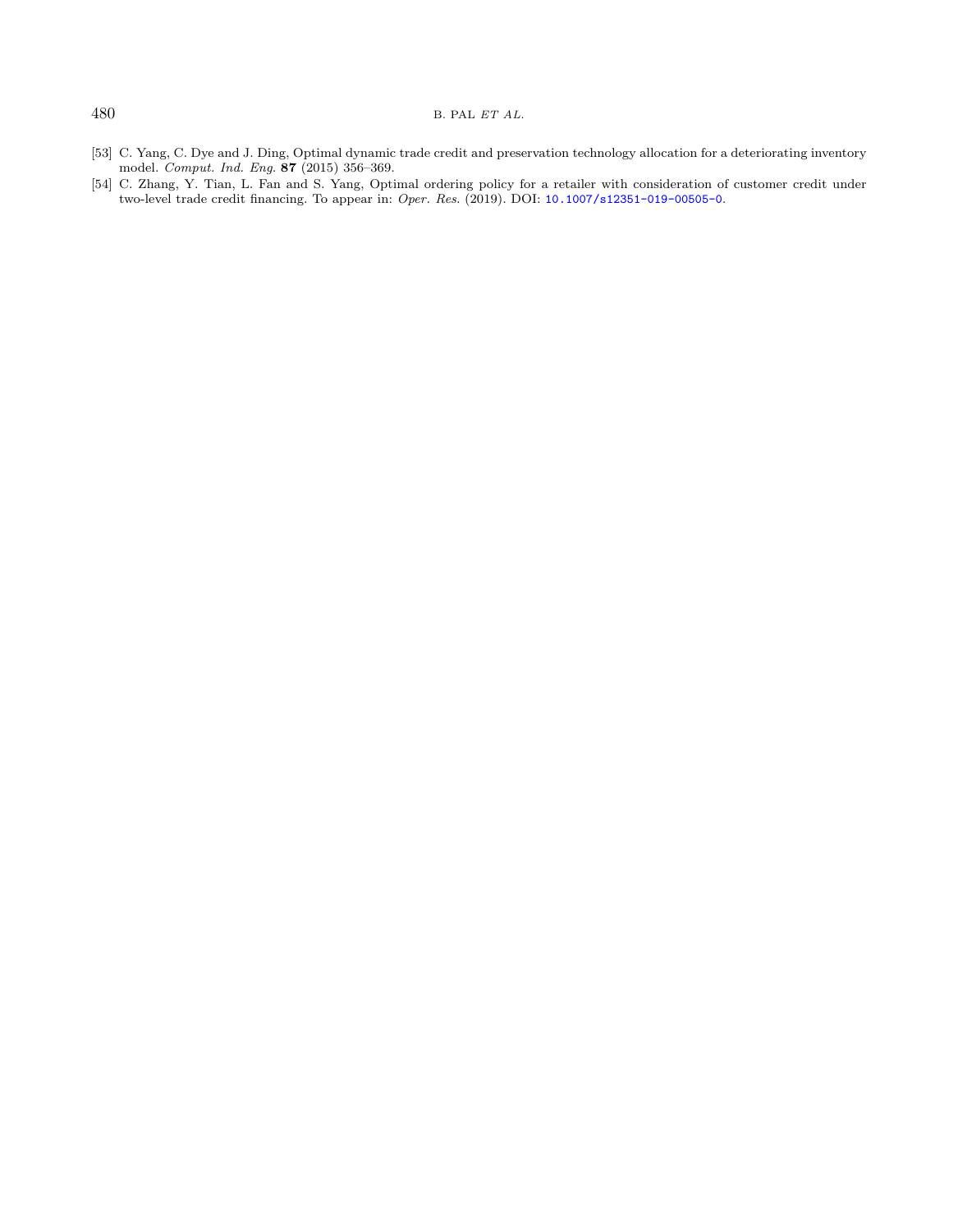[53] C. Yang, C. Dye and J. Ding, Optimal dynamic trade credit and preservation technology allocation for a deteriorating inventory model. *Comput. Ind. Eng.* **87** (2015) 356–369.

[54] C. Zhang, Y. Tian, L. Fan and S. Yang, Optimal ordering policy for a retailer with consideration of customer credit under two-level trade credit financing. To appear in: *Oper. Res.* (2019). DOI: 10.1007/s12351-019-00505-0.